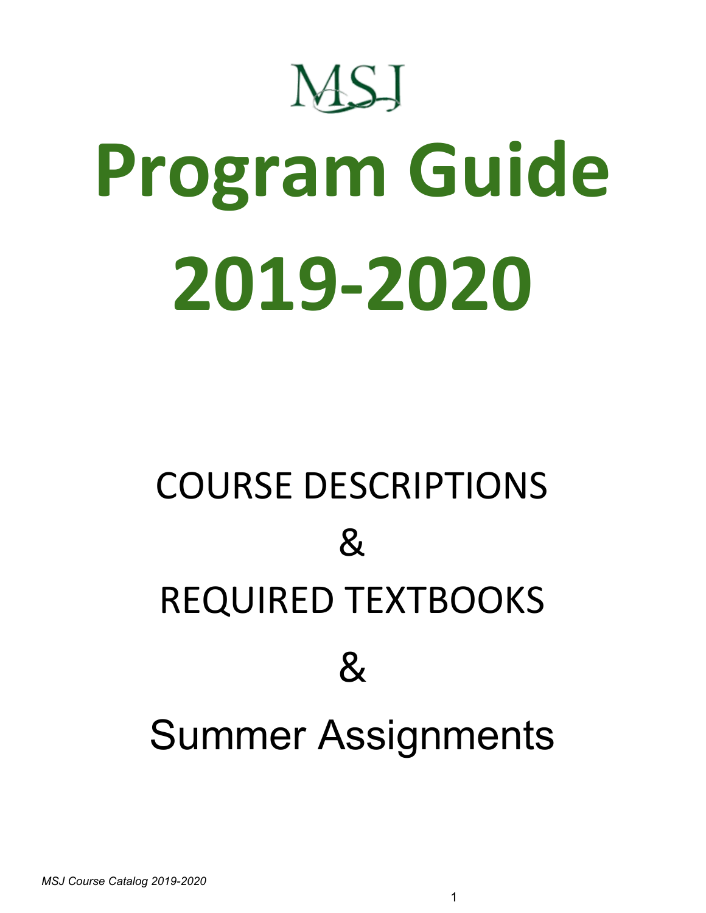MSJ

# Program Guide 2019-2020

## COURSE DESCRIPTIONS

## &

## REQUIRED TEXTBOOKS

## &

## Summer Assignments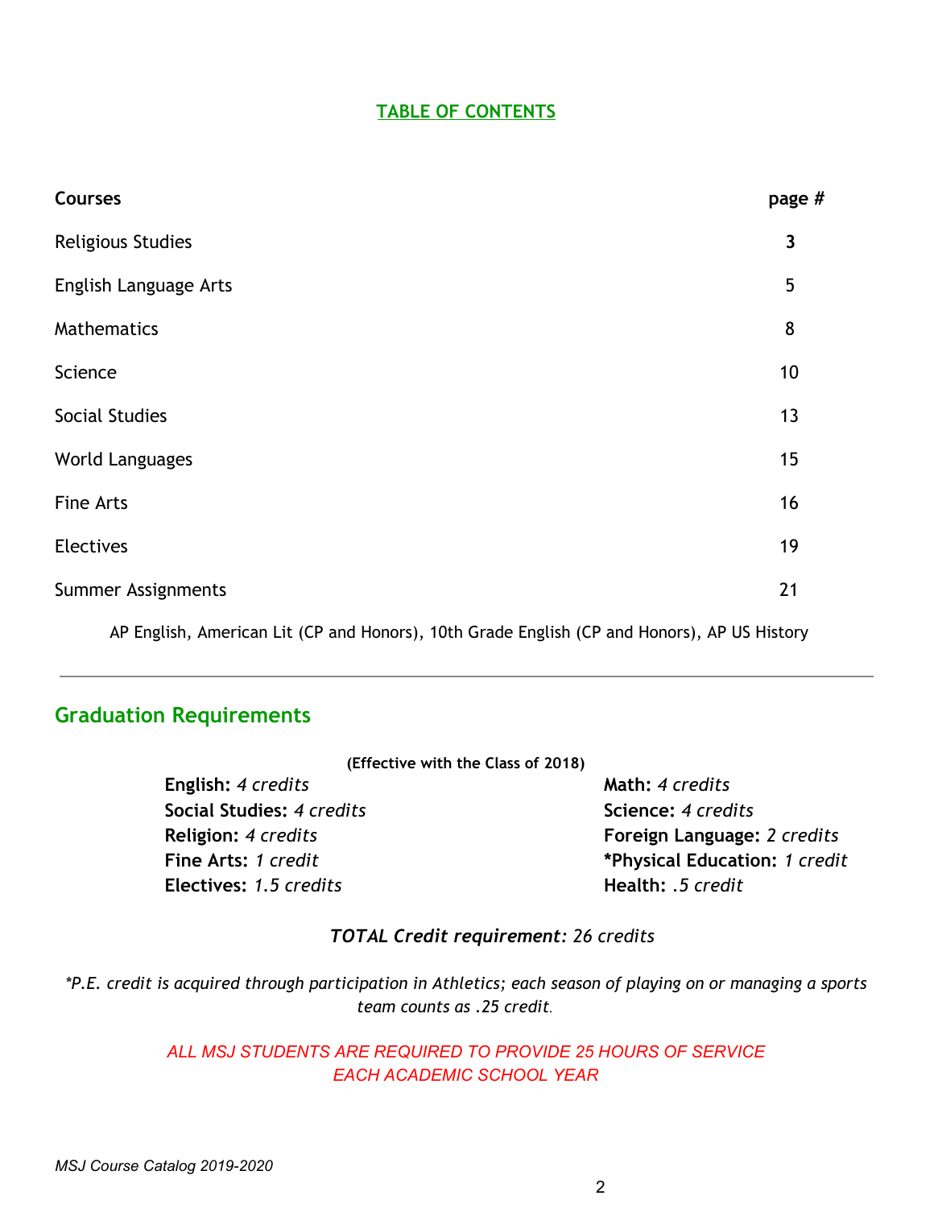## TABLE OF CONTENTS

| **Courses** | **page #** |
|---|---|
| Religious Studies | 3 |
| English Language Arts | 5 |
| Mathematics | 8 |
| Science | 10 |
| Social Studies | 13 |
| World Languages | 15 |
| Fine Arts | 16 |
| Electives | 19 |
| Summer Assignments | 21 |

AP English, American Lit (CP and Honors), 10th Grade English (CP and Honors), AP US History

---

## Graduation Requirements

**(Effective with the Class of 2018)**

**English:** *4 credits*
**Social Studies:** *4 credits*
**Religion:** *4 credits*
**Fine Arts:** *1 credit*
**Electives:** *1.5 credits*

**Math:** *4 credits*
**Science:** *4 credits*
**Foreign Language:** *2 credits*
***Physical Education:** *1 credit*
**Health:** *.5 credit*

***TOTAL Credit requirement:*** *26 credits*

**P.E. credit is acquired through participation in Athletics; each season of playing on or managing a sports team counts as .25 credit.*

*ALL MSJ STUDENTS ARE REQUIRED TO PROVIDE 25 HOURS OF SERVICE EACH ACADEMIC SCHOOL YEAR*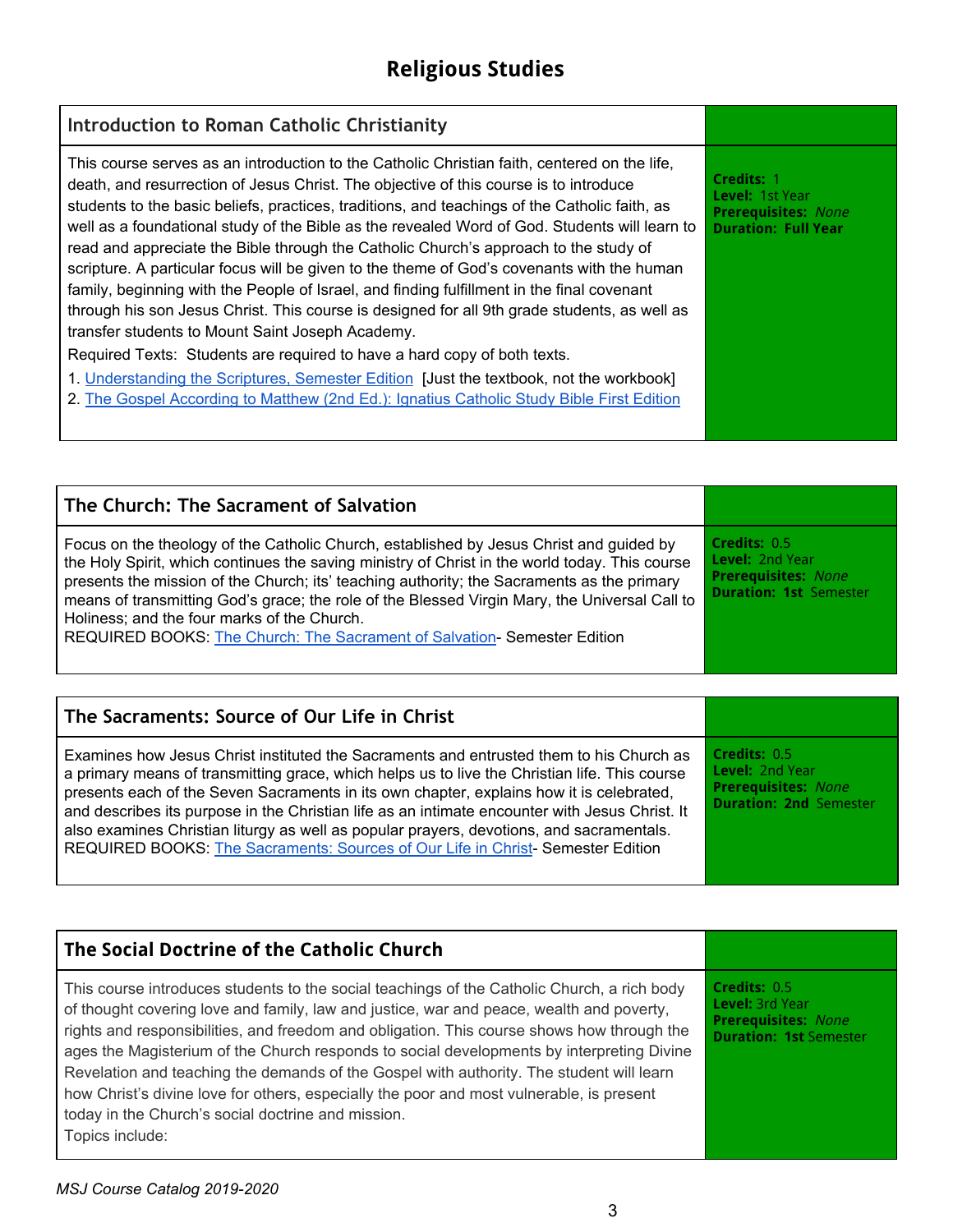# Religious Studies

## Introduction to Roman Catholic Christianity

This course serves as an introduction to the Catholic Christian faith, centered on the life, death, and resurrection of Jesus Christ. The objective of this course is to introduce students to the basic beliefs, practices, traditions, and teachings of the Catholic faith, as well as a foundational study of the Bible as the revealed Word of God. Students will learn to read and appreciate the Bible through the Catholic Church's approach to the study of scripture. A particular focus will be given to the theme of God's covenants with the human family, beginning with the People of Israel, and finding fulfillment in the final covenant through his son Jesus Christ. This course is designed for all 9th grade students, as well as transfer students to Mount Saint Joseph Academy.

Required Texts: Students are required to have a hard copy of both texts.

1. Understanding the Scriptures, Semester Edition [Just the textbook, not the workbook]
2. The Gospel According to Matthew (2nd Ed.): Ignatius Catholic Study Bible First Edition

**Credits:** 1
**Level:** 1st Year
**Prerequisites:** *None*
**Duration:** **Full Year**

## The Church: The Sacrament of Salvation

Focus on the theology of the Catholic Church, established by Jesus Christ and guided by the Holy Spirit, which continues the saving ministry of Christ in the world today. This course presents the mission of the Church; its' teaching authority; the Sacraments as the primary means of transmitting God's grace; the role of the Blessed Virgin Mary, the Universal Call to Holiness; and the four marks of the Church.
REQUIRED BOOKS: The Church: The Sacrament of Salvation- Semester Edition

**Credits:** 0.5
**Level:** 2nd Year
**Prerequisites:** *None*
**Duration:** **1st** Semester

## The Sacraments: Source of Our Life in Christ

Examines how Jesus Christ instituted the Sacraments and entrusted them to his Church as a primary means of transmitting grace, which helps us to live the Christian life. This course presents each of the Seven Sacraments in its own chapter, explains how it is celebrated, and describes its purpose in the Christian life as an intimate encounter with Jesus Christ. It also examines Christian liturgy as well as popular prayers, devotions, and sacramentals.
REQUIRED BOOKS: The Sacraments: Sources of Our Life in Christ- Semester Edition

**Credits:** 0.5
**Level:** 2nd Year
**Prerequisites:** *None*
**Duration:** **2nd** Semester

## The Social Doctrine of the Catholic Church

This course introduces students to the social teachings of the Catholic Church, a rich body of thought covering love and family, law and justice, war and peace, wealth and poverty, rights and responsibilities, and freedom and obligation. This course shows how through the ages the Magisterium of the Church responds to social developments by interpreting Divine Revelation and teaching the demands of the Gospel with authority. The student will learn how Christ's divine love for others, especially the poor and most vulnerable, is present today in the Church's social doctrine and mission.
Topics include:

**Credits:** 0.5
**Level:** 3rd Year
**Prerequisites:** *None*
**Duration:** **1st** Semester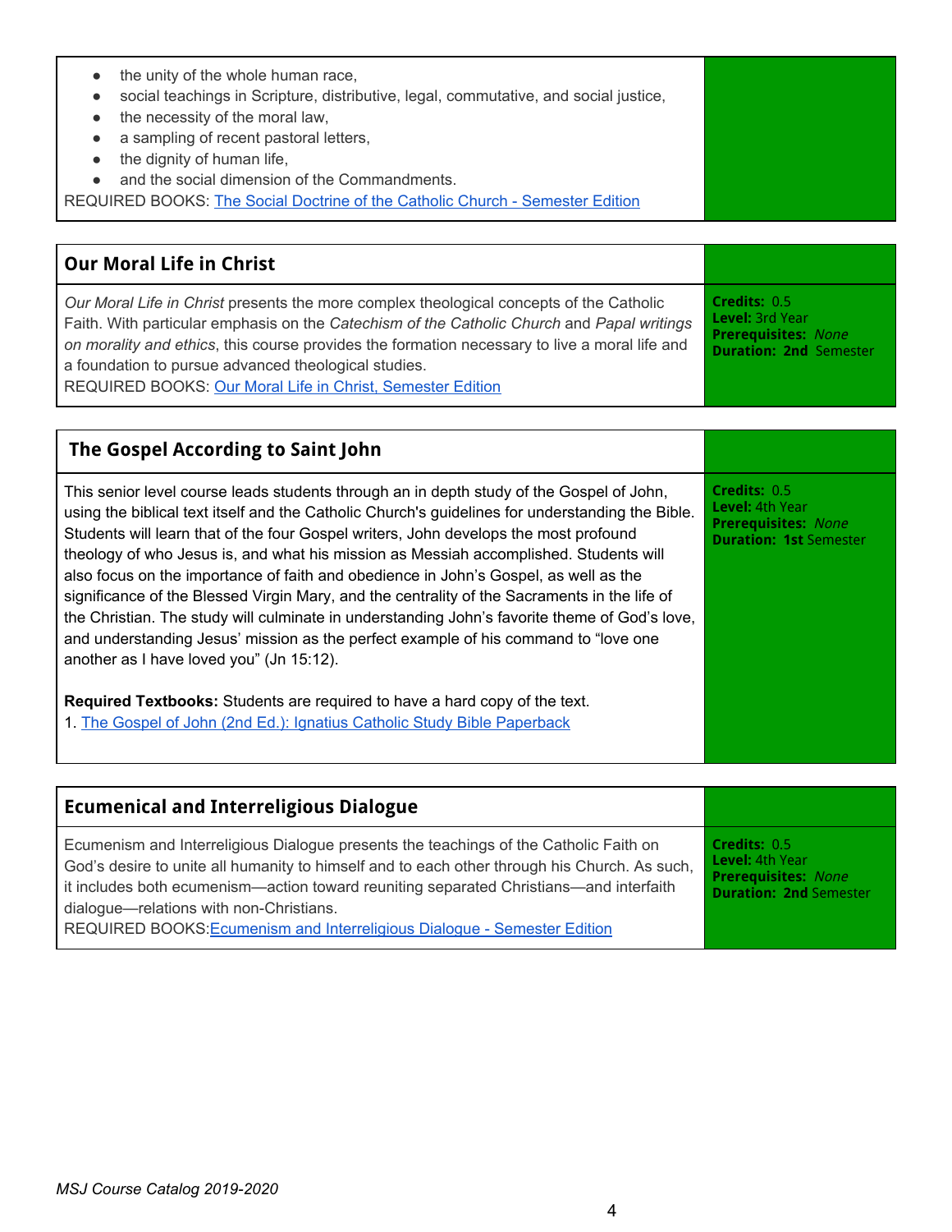- the unity of the whole human race,
- social teachings in Scripture, distributive, legal, commutative, and social justice,
- the necessity of the moral law,
- a sampling of recent pastoral letters,
- the dignity of human life,
- and the social dimension of the Commandments.

REQUIRED BOOKS: The Social Doctrine of the Catholic Church - Semester Edition

## Our Moral Life in Christ

*Our Moral Life in Christ* presents the more complex theological concepts of the Catholic Faith. With particular emphasis on the *Catechism of the Catholic Church* and *Papal writings on morality and ethics*, this course provides the formation necessary to live a moral life and a foundation to pursue advanced theological studies.
REQUIRED BOOKS: Our Moral Life in Christ, Semester Edition

**Credits:** 0.5
**Level:** 3rd Year
**Prerequisites:** *None*
**Duration: 2nd** Semester

## The Gospel According to Saint John

This senior level course leads students through an in depth study of the Gospel of John, using the biblical text itself and the Catholic Church's guidelines for understanding the Bible. Students will learn that of the four Gospel writers, John develops the most profound theology of who Jesus is, and what his mission as Messiah accomplished. Students will also focus on the importance of faith and obedience in John's Gospel, as well as the significance of the Blessed Virgin Mary, and the centrality of the Sacraments in the life of the Christian. The study will culminate in understanding John's favorite theme of God's love, and understanding Jesus' mission as the perfect example of his command to "love one another as I have loved you" (Jn 15:12).

**Required Textbooks:** Students are required to have a hard copy of the text.
1. The Gospel of John (2nd Ed.): Ignatius Catholic Study Bible Paperback

**Credits:** 0.5
**Level:** 4th Year
**Prerequisites:** *None*
**Duration: 1st** Semester

## Ecumenical and Interreligious Dialogue

Ecumenism and Interreligious Dialogue presents the teachings of the Catholic Faith on God's desire to unite all humanity to himself and to each other through his Church. As such, it includes both ecumenism—action toward reuniting separated Christians—and interfaith dialogue—relations with non-Christians.
REQUIRED BOOKS:Ecumenism and Interreligious Dialogue - Semester Edition

**Credits:** 0.5
**Level:** 4th Year
**Prerequisites:** *None*
**Duration: 2nd** Semester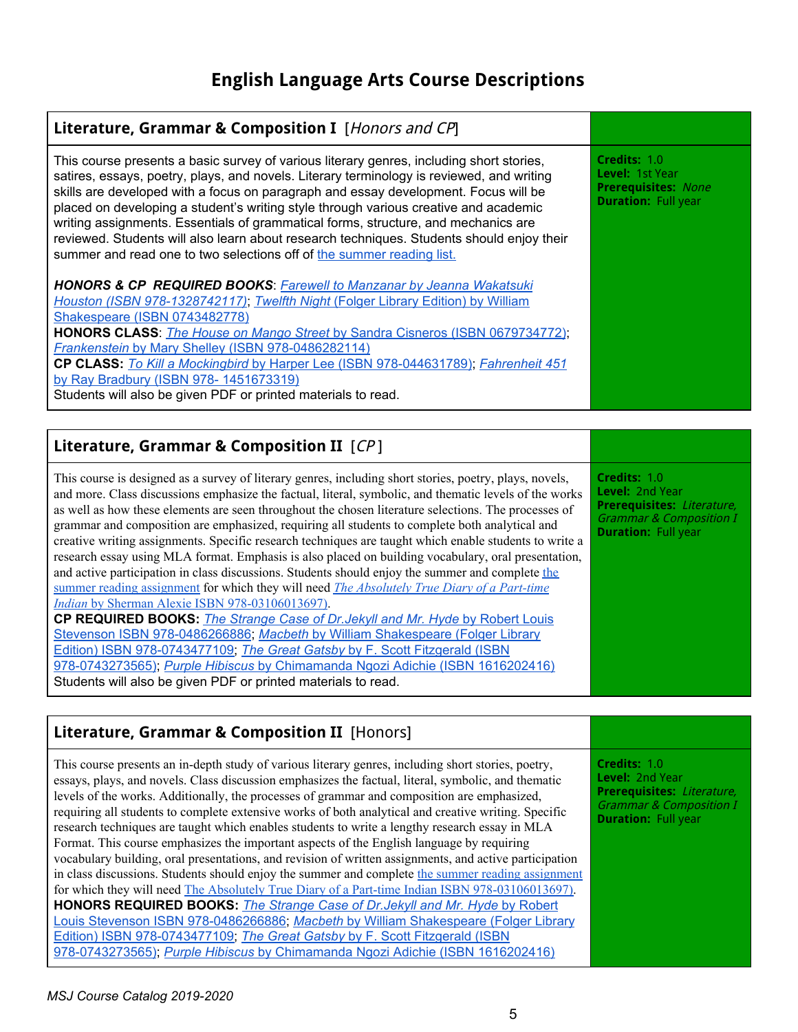# English Language Arts Course Descriptions

## Literature, Grammar & Composition I [*Honors and CP*]

This course presents a basic survey of various literary genres, including short stories, satires, essays, poetry, plays, and novels. Literary terminology is reviewed, and writing skills are developed with a focus on paragraph and essay development. Focus will be placed on developing a student's writing style through various creative and academic writing assignments. Essentials of grammatical forms, structure, and mechanics are reviewed. Students will also learn about research techniques. Students should enjoy their summer and read one to two selections off of the summer reading list.

***HONORS & CP REQUIRED BOOKS***: *Farewell to Manzanar* by Jeanna Wakatsuki Houston (ISBN 978-1328742117); *Twelfth Night* (Folger Library Edition) by William Shakespeare (ISBN 0743482778)
**HONORS CLASS**: *The House on Mango Street* by Sandra Cisneros (ISBN 0679734772); *Frankenstein* by Mary Shelley (ISBN 978-0486282114)
**CP CLASS:** *To Kill a Mockingbird* by Harper Lee (ISBN 978-044631789); *Fahrenheit 451* by Ray Bradbury (ISBN 978- 1451673319)
Students will also be given PDF or printed materials to read.

**Credits:** 1.0
**Level:** 1st Year
**Prerequisites:** *None*
**Duration:** Full year

## Literature, Grammar & Composition II [*CP*]

This course is designed as a survey of literary genres, including short stories, poetry, plays, novels, and more. Class discussions emphasize the factual, literal, symbolic, and thematic levels of the works as well as how these elements are seen throughout the chosen literature selections. The processes of grammar and composition are emphasized, requiring all students to complete both analytical and creative writing assignments. Specific research techniques are taught which enable students to write a research essay using MLA format. Emphasis is also placed on building vocabulary, oral presentation, and active participation in class discussions. Students should enjoy the summer and complete the summer reading assignment for which they will need *The Absolutely True Diary of a Part-time Indian* by Sherman Alexie ISBN 978-03106013697).
**CP REQUIRED BOOKS:** *The Strange Case of Dr.Jekyll and Mr. Hyde* by Robert Louis Stevenson ISBN 978-0486266886; *Macbeth* by William Shakespeare (Folger Library Edition) ISBN 978-0743477109; *The Great Gatsby* by F. Scott Fitzgerald (ISBN 978-0743273565); *Purple Hibiscus* by Chimamanda Ngozi Adichie (ISBN 1616202416)
Students will also be given PDF or printed materials to read.

**Credits:** 1.0
**Level:** 2nd Year
**Prerequisites:** *Literature, Grammar & Composition I*
**Duration:** Full year

## Literature, Grammar & Composition II [Honors]

This course presents an in-depth study of various literary genres, including short stories, poetry, essays, plays, and novels. Class discussion emphasizes the factual, literal, symbolic, and thematic levels of the works. Additionally, the processes of grammar and composition are emphasized, requiring all students to complete extensive works of both analytical and creative writing. Specific research techniques are taught which enables students to write a lengthy research essay in MLA Format. This course emphasizes the important aspects of the English language by requiring vocabulary building, oral presentations, and revision of written assignments, and active participation in class discussions. Students should enjoy the summer and complete the summer reading assignment for which they will need The Absolutely True Diary of a Part-time Indian ISBN 978-03106013697).
**HONORS REQUIRED BOOKS:** *The Strange Case of Dr.Jekyll and Mr. Hyde* by Robert Louis Stevenson ISBN 978-0486266886; *Macbeth* by William Shakespeare (Folger Library Edition) ISBN 978-0743477109; *The Great Gatsby* by F. Scott Fitzgerald (ISBN 978-0743273565); *Purple Hibiscus* by Chimamanda Ngozi Adichie (ISBN 1616202416)

**Credits:** 1.0
**Level:** 2nd Year
**Prerequisites:** *Literature, Grammar & Composition I*
**Duration:** Full year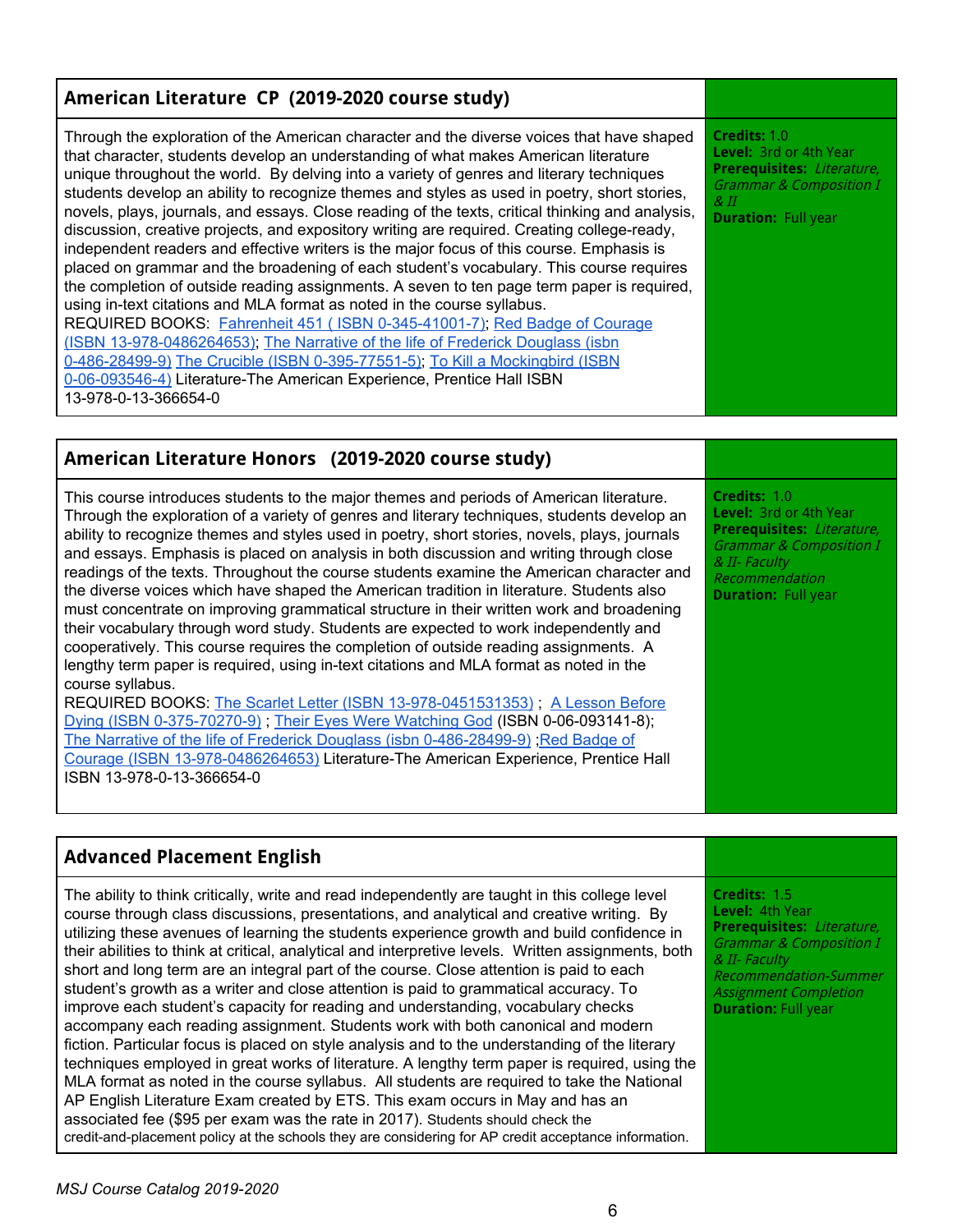## American Literature CP (2019-2020 course study)

Through the exploration of the American character and the diverse voices that have shaped that character, students develop an understanding of what makes American literature unique throughout the world. By delving into a variety of genres and literary techniques students develop an ability to recognize themes and styles as used in poetry, short stories, novels, plays, journals, and essays. Close reading of the texts, critical thinking and analysis, discussion, creative projects, and expository writing are required. Creating college-ready, independent readers and effective writers is the major focus of this course. Emphasis is placed on grammar and the broadening of each student's vocabulary. This course requires the completion of outside reading assignments. A seven to ten page term paper is required, using in-text citations and MLA format as noted in the course syllabus.
REQUIRED BOOKS: Fahrenheit 451 ( ISBN 0-345-41001-7); Red Badge of Courage (ISBN 13-978-0486264653); The Narrative of the life of Frederick Douglass (isbn 0-486-28499-9) The Crucible (ISBN 0-395-77551-5); To Kill a Mockingbird (ISBN 0-06-093546-4) Literature-The American Experience, Prentice Hall ISBN 13-978-0-13-366654-0

**Credits:** 1.0
**Level:** 3rd or 4th Year
**Prerequisites:** *Literature, Grammar & Composition I & II*
**Duration:** Full year

## American Literature Honors (2019-2020 course study)

This course introduces students to the major themes and periods of American literature. Through the exploration of a variety of genres and literary techniques, students develop an ability to recognize themes and styles used in poetry, short stories, novels, plays, journals and essays. Emphasis is placed on analysis in both discussion and writing through close readings of the texts. Throughout the course students examine the American character and the diverse voices which have shaped the American tradition in literature. Students also must concentrate on improving grammatical structure in their written work and broadening their vocabulary through word study. Students are expected to work independently and cooperatively. This course requires the completion of outside reading assignments. A lengthy term paper is required, using in-text citations and MLA format as noted in the course syllabus.
REQUIRED BOOKS: The Scarlet Letter (ISBN 13-978-0451531353) ; A Lesson Before Dying (ISBN 0-375-70270-9) ; Their Eyes Were Watching God (ISBN 0-06-093141-8); The Narrative of the life of Frederick Douglass (isbn 0-486-28499-9) ;Red Badge of Courage (ISBN 13-978-0486264653) Literature-The American Experience, Prentice Hall ISBN 13-978-0-13-366654-0

**Credits:** 1.0
**Level:** 3rd or 4th Year
**Prerequisites:** *Literature, Grammar & Composition I & II- Faculty Recommendation*
**Duration:** Full year

## Advanced Placement English

The ability to think critically, write and read independently are taught in this college level course through class discussions, presentations, and analytical and creative writing. By utilizing these avenues of learning the students experience growth and build confidence in their abilities to think at critical, analytical and interpretive levels. Written assignments, both short and long term are an integral part of the course. Close attention is paid to each student's growth as a writer and close attention is paid to grammatical accuracy. To improve each student's capacity for reading and understanding, vocabulary checks accompany each reading assignment. Students work with both canonical and modern fiction. Particular focus is placed on style analysis and to the understanding of the literary techniques employed in great works of literature. A lengthy term paper is required, using the MLA format as noted in the course syllabus. All students are required to take the National AP English Literature Exam created by ETS. This exam occurs in May and has an associated fee ($95 per exam was the rate in 2017). Students should check the credit-and-placement policy at the schools they are considering for AP credit acceptance information.

**Credits:** 1.5
**Level:** 4th Year
**Prerequisites:** *Literature, Grammar & Composition I & II- Faculty Recommendation-Summer Assignment Completion*
**Duration:** Full year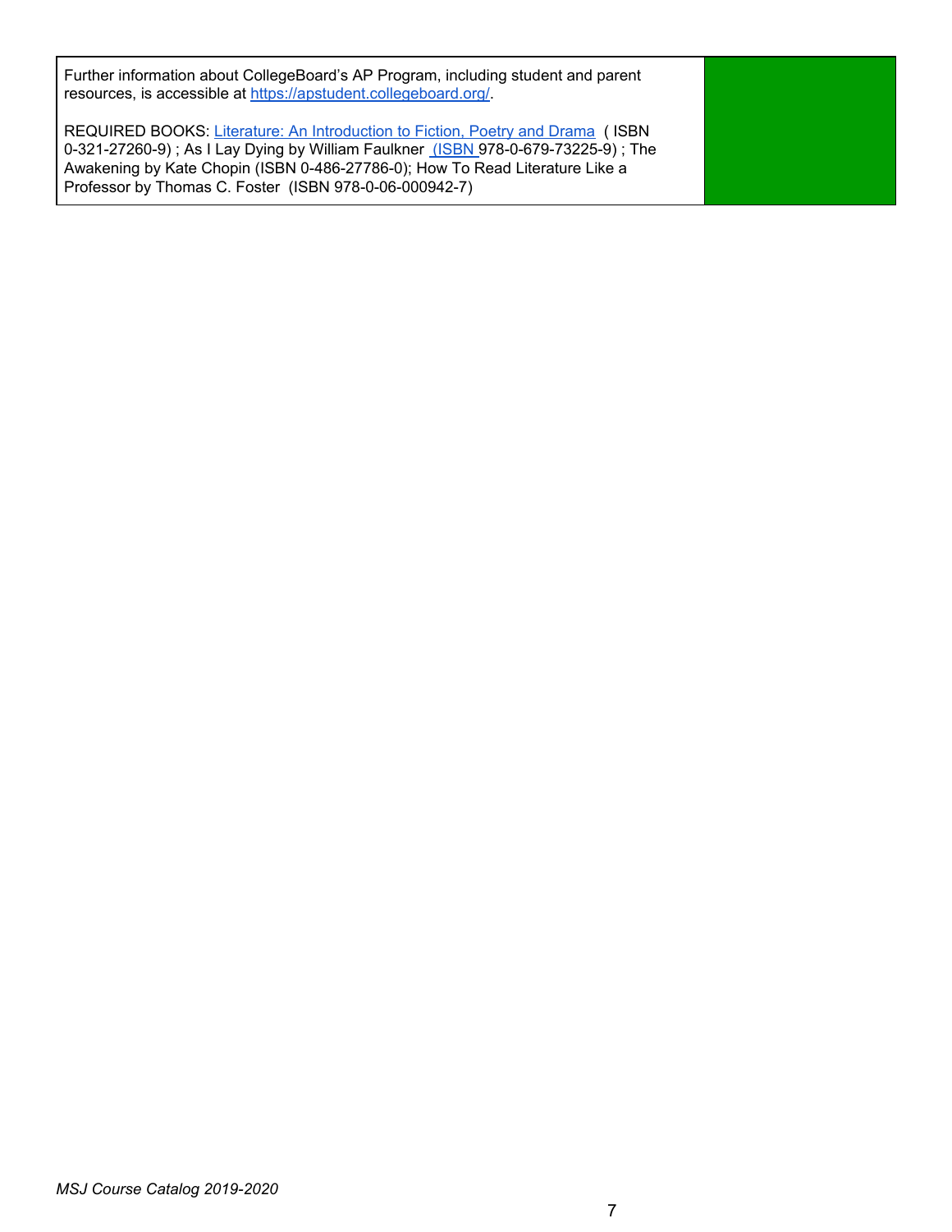| | |
|---|---|
| Further information about CollegeBoard's AP Program, including student and parent resources, is accessible at [https://apstudent.collegeboard.org/](https://apstudent.collegeboard.org/).<br><br>REQUIRED BOOKS: Literature: An Introduction to Fiction, Poetry and Drama ( ISBN 0-321-27260-9) ; As I Lay Dying by William Faulkner (ISBN 978-0-679-73225-9) ; The Awakening by Kate Chopin (ISBN 0-486-27786-0); How To Read Literature Like a Professor by Thomas C. Foster (ISBN 978-0-06-000942-7) | |

*MSJ Course Catalog 2019-2020*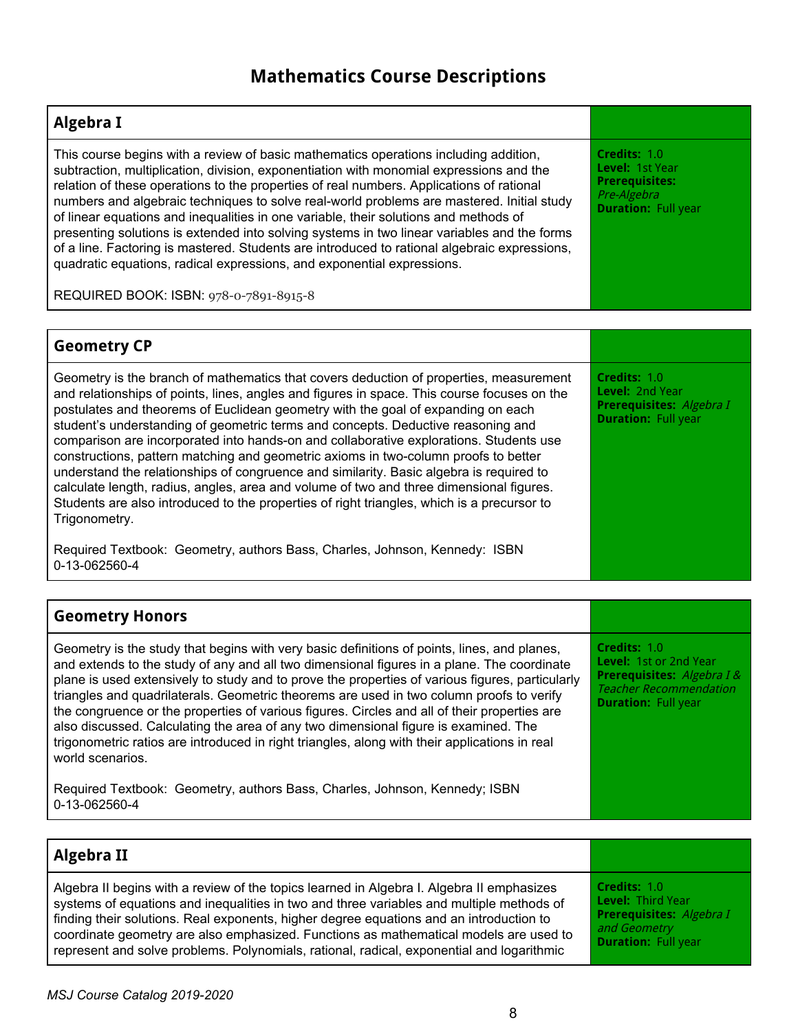# Mathematics Course Descriptions

## Algebra I

This course begins with a review of basic mathematics operations including addition, subtraction, multiplication, division, exponentiation with monomial expressions and the relation of these operations to the properties of real numbers. Applications of rational numbers and algebraic techniques to solve real-world problems are mastered. Initial study of linear equations and inequalities in one variable, their solutions and methods of presenting solutions is extended into solving systems in two linear variables and the forms of a line. Factoring is mastered. Students are introduced to rational algebraic expressions, quadratic equations, radical expressions, and exponential expressions.

REQUIRED BOOK: ISBN: 978-0-7891-8915-8

**Credits:** 1.0
**Level:** 1st Year
**Prerequisites:** *Pre-Algebra*
**Duration:** Full year

## Geometry CP

Geometry is the branch of mathematics that covers deduction of properties, measurement and relationships of points, lines, angles and figures in space. This course focuses on the postulates and theorems of Euclidean geometry with the goal of expanding on each student's understanding of geometric terms and concepts. Deductive reasoning and comparison are incorporated into hands-on and collaborative explorations. Students use constructions, pattern matching and geometric axioms in two-column proofs to better understand the relationships of congruence and similarity. Basic algebra is required to calculate length, radius, angles, area and volume of two and three dimensional figures. Students are also introduced to the properties of right triangles, which is a precursor to Trigonometry.

Required Textbook: Geometry, authors Bass, Charles, Johnson, Kennedy: ISBN 0-13-062560-4

**Credits:** 1.0
**Level:** 2nd Year
**Prerequisites:** *Algebra I*
**Duration:** Full year

## Geometry Honors

Geometry is the study that begins with very basic definitions of points, lines, and planes, and extends to the study of any and all two dimensional figures in a plane. The coordinate plane is used extensively to study and to prove the properties of various figures, particularly triangles and quadrilaterals. Geometric theorems are used in two column proofs to verify the congruence or the properties of various figures. Circles and all of their properties are also discussed. Calculating the area of any two dimensional figure is examined. The trigonometric ratios are introduced in right triangles, along with their applications in real world scenarios.

Required Textbook: Geometry, authors Bass, Charles, Johnson, Kennedy; ISBN 0-13-062560-4

**Credits:** 1.0
**Level:** 1st or 2nd Year
**Prerequisites:** *Algebra I & Teacher Recommendation*
**Duration:** Full year

## Algebra II

Algebra II begins with a review of the topics learned in Algebra I. Algebra II emphasizes systems of equations and inequalities in two and three variables and multiple methods of finding their solutions. Real exponents, higher degree equations and an introduction to coordinate geometry are also emphasized. Functions as mathematical models are used to represent and solve problems. Polynomials, rational, radical, exponential and logarithmic

**Credits:** 1.0
**Level:** Third Year
**Prerequisites:** *Algebra I and Geometry*
**Duration:** Full year

*MSJ Course Catalog 2019-2020*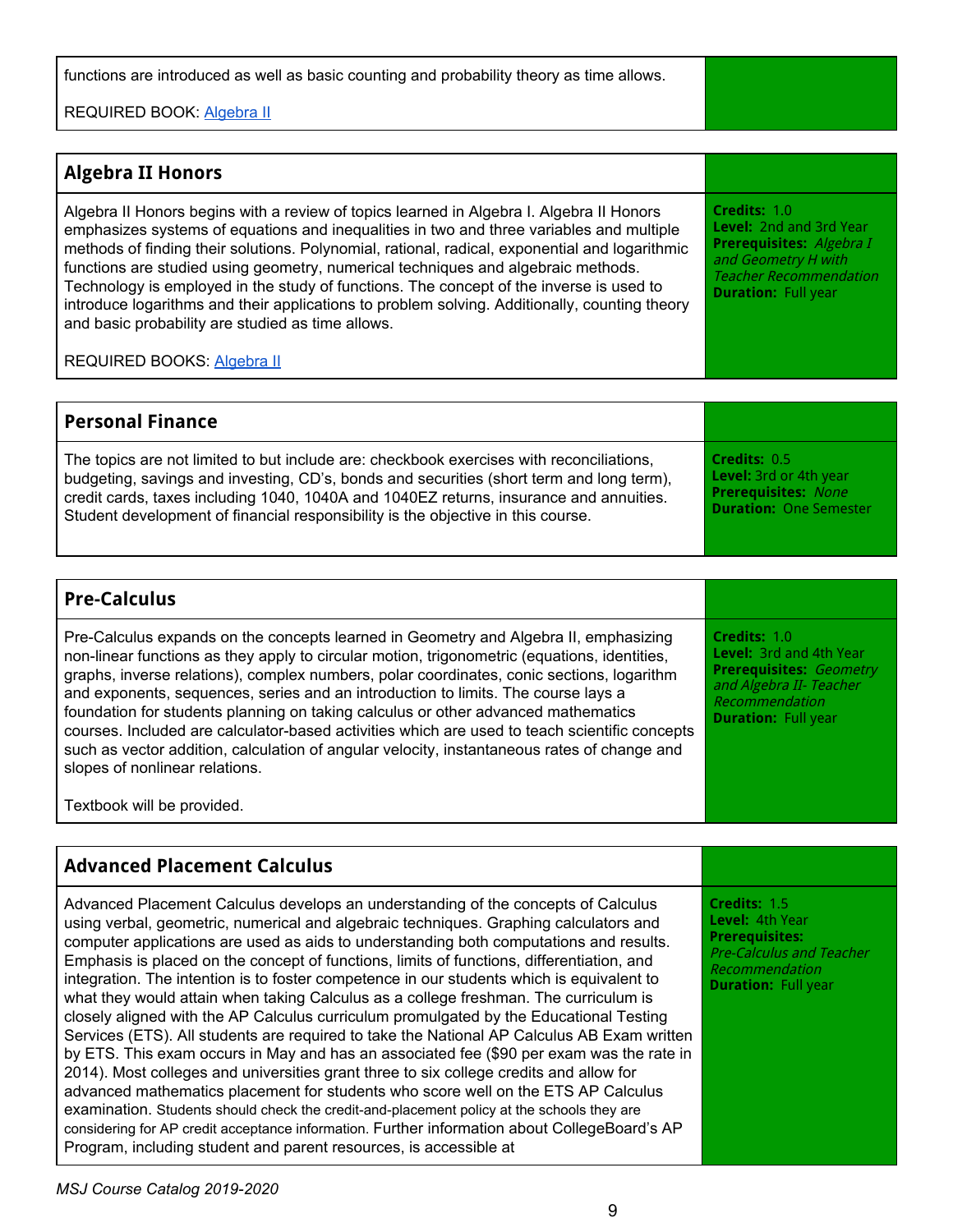functions are introduced as well as basic counting and probability theory as time allows.

REQUIRED BOOK: Algebra II

## Algebra II Honors

Algebra II Honors begins with a review of topics learned in Algebra I. Algebra II Honors emphasizes systems of equations and inequalities in two and three variables and multiple methods of finding their solutions. Polynomial, rational, radical, exponential and logarithmic functions are studied using geometry, numerical techniques and algebraic methods. Technology is employed in the study of functions. The concept of the inverse is used to introduce logarithms and their applications to problem solving. Additionally, counting theory and basic probability are studied as time allows.

REQUIRED BOOKS: Algebra II

**Credits:** 1.0
**Level:** 2nd and 3rd Year
**Prerequisites:** *Algebra I and Geometry H with Teacher Recommendation*
**Duration:** Full year

## Personal Finance

The topics are not limited to but include are: checkbook exercises with reconciliations, budgeting, savings and investing, CD's, bonds and securities (short term and long term), credit cards, taxes including 1040, 1040A and 1040EZ returns, insurance and annuities. Student development of financial responsibility is the objective in this course.

**Credits:** 0.5
**Level:** 3rd or 4th year
**Prerequisites:** *None*
**Duration:** One Semester

## Pre-Calculus

Pre-Calculus expands on the concepts learned in Geometry and Algebra II, emphasizing non-linear functions as they apply to circular motion, trigonometric (equations, identities, graphs, inverse relations), complex numbers, polar coordinates, conic sections, logarithm and exponents, sequences, series and an introduction to limits. The course lays a foundation for students planning on taking calculus or other advanced mathematics courses. Included are calculator-based activities which are used to teach scientific concepts such as vector addition, calculation of angular velocity, instantaneous rates of change and slopes of nonlinear relations.

Textbook will be provided.

**Credits:** 1.0
**Level:** 3rd and 4th Year
**Prerequisites:** *Geometry and Algebra II- Teacher Recommendation*
**Duration:** Full year

## Advanced Placement Calculus

Advanced Placement Calculus develops an understanding of the concepts of Calculus using verbal, geometric, numerical and algebraic techniques. Graphing calculators and computer applications are used as aids to understanding both computations and results. Emphasis is placed on the concept of functions, limits of functions, differentiation, and integration. The intention is to foster competence in our students which is equivalent to what they would attain when taking Calculus as a college freshman. The curriculum is closely aligned with the AP Calculus curriculum promulgated by the Educational Testing Services (ETS). All students are required to take the National AP Calculus AB Exam written by ETS. This exam occurs in May and has an associated fee ($90 per exam was the rate in 2014). Most colleges and universities grant three to six college credits and allow for advanced mathematics placement for students who score well on the ETS AP Calculus examination. Students should check the credit-and-placement policy at the schools they are considering for AP credit acceptance information. Further information about CollegeBoard's AP Program, including student and parent resources, is accessible at

**Credits:** 1.5
**Level:** 4th Year
**Prerequisites:** *Pre-Calculus and Teacher Recommendation*
**Duration:** Full year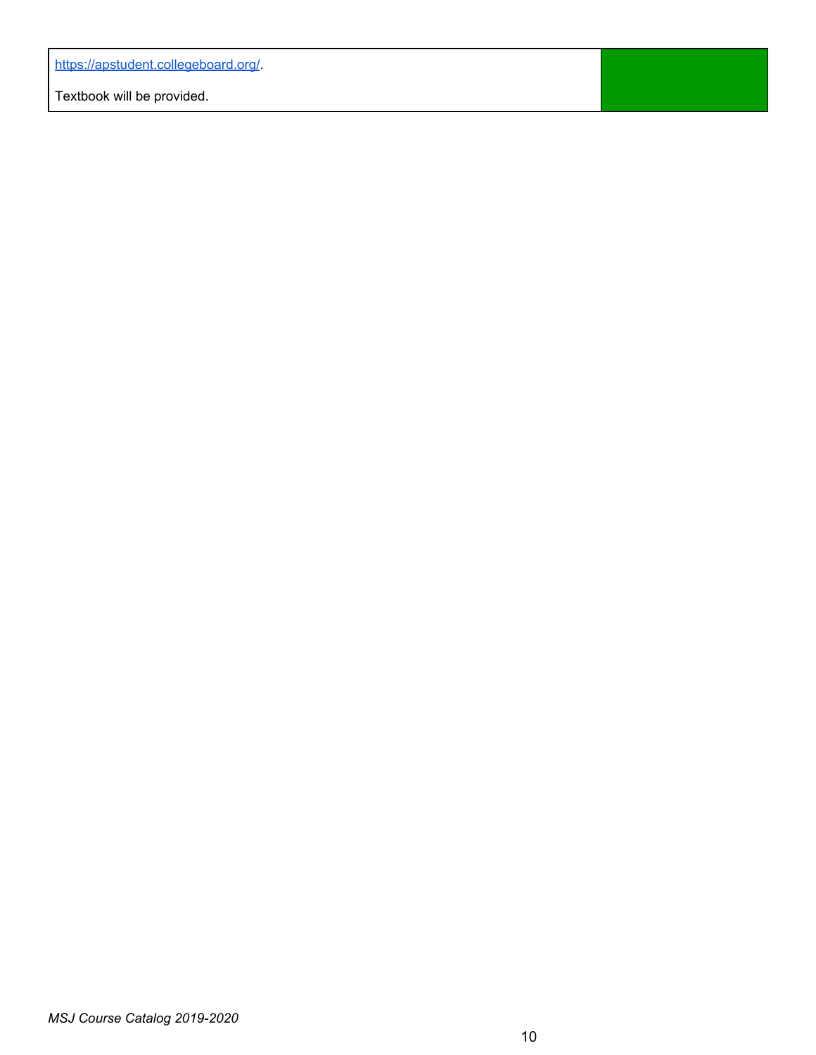| | |
|---|---|
| https://apstudent.collegeboard.org/.<br><br>Textbook will be provided. | |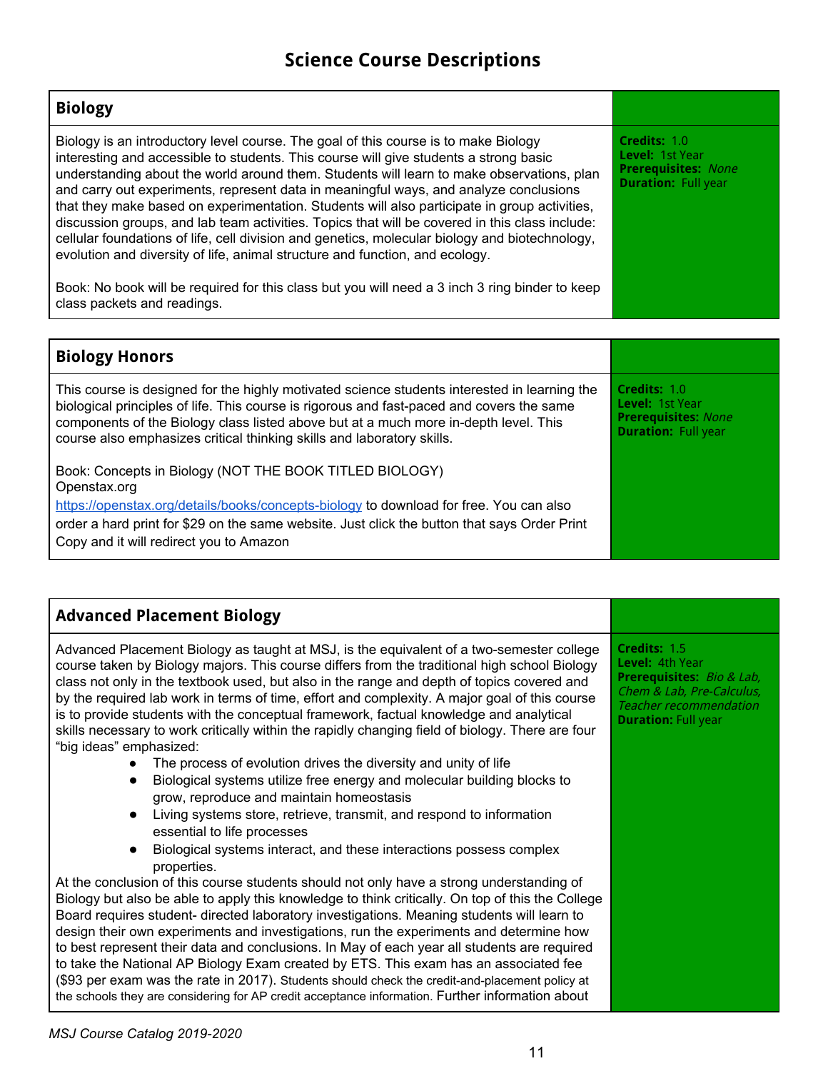# Science Course Descriptions

## Biology

Biology is an introductory level course. The goal of this course is to make Biology interesting and accessible to students. This course will give students a strong basic understanding about the world around them. Students will learn to make observations, plan and carry out experiments, represent data in meaningful ways, and analyze conclusions that they make based on experimentation. Students will also participate in group activities, discussion groups, and lab team activities. Topics that will be covered in this class include: cellular foundations of life, cell division and genetics, molecular biology and biotechnology, evolution and diversity of life, animal structure and function, and ecology.

Book: No book will be required for this class but you will need a 3 inch 3 ring binder to keep class packets and readings.

**Credits:** 1.0
**Level:** 1st Year
**Prerequisites:** *None*
**Duration:** Full year

## Biology Honors

This course is designed for the highly motivated science students interested in learning the biological principles of life. This course is rigorous and fast-paced and covers the same components of the Biology class listed above but at a much more in-depth level. This course also emphasizes critical thinking skills and laboratory skills.

Book: Concepts in Biology (NOT THE BOOK TITLED BIOLOGY)
Openstax.org
https://openstax.org/details/books/concepts-biology to download for free. You can also order a hard print for $29 on the same website. Just click the button that says Order Print Copy and it will redirect you to Amazon

**Credits:** 1.0
**Level:** 1st Year
**Prerequisites:** *None*
**Duration:** Full year

## Advanced Placement Biology

Advanced Placement Biology as taught at MSJ, is the equivalent of a two-semester college course taken by Biology majors. This course differs from the traditional high school Biology class not only in the textbook used, but also in the range and depth of topics covered and by the required lab work in terms of time, effort and complexity. A major goal of this course is to provide students with the conceptual framework, factual knowledge and analytical skills necessary to work critically within the rapidly changing field of biology. There are four "big ideas" emphasized:

- The process of evolution drives the diversity and unity of life
- Biological systems utilize free energy and molecular building blocks to grow, reproduce and maintain homeostasis
- Living systems store, retrieve, transmit, and respond to information essential to life processes
- Biological systems interact, and these interactions possess complex properties.

At the conclusion of this course students should not only have a strong understanding of Biology but also be able to apply this knowledge to think critically. On top of this the College Board requires student- directed laboratory investigations. Meaning students will learn to design their own experiments and investigations, run the experiments and determine how to best represent their data and conclusions. In May of each year all students are required to take the National AP Biology Exam created by ETS. This exam has an associated fee ($93 per exam was the rate in 2017). Students should check the credit-and-placement policy at the schools they are considering for AP credit acceptance information. Further information about

**Credits:** 1.5
**Level:** 4th Year
**Prerequisites:** *Bio & Lab, Chem & Lab, Pre-Calculus, Teacher recommendation*
**Duration:** Full year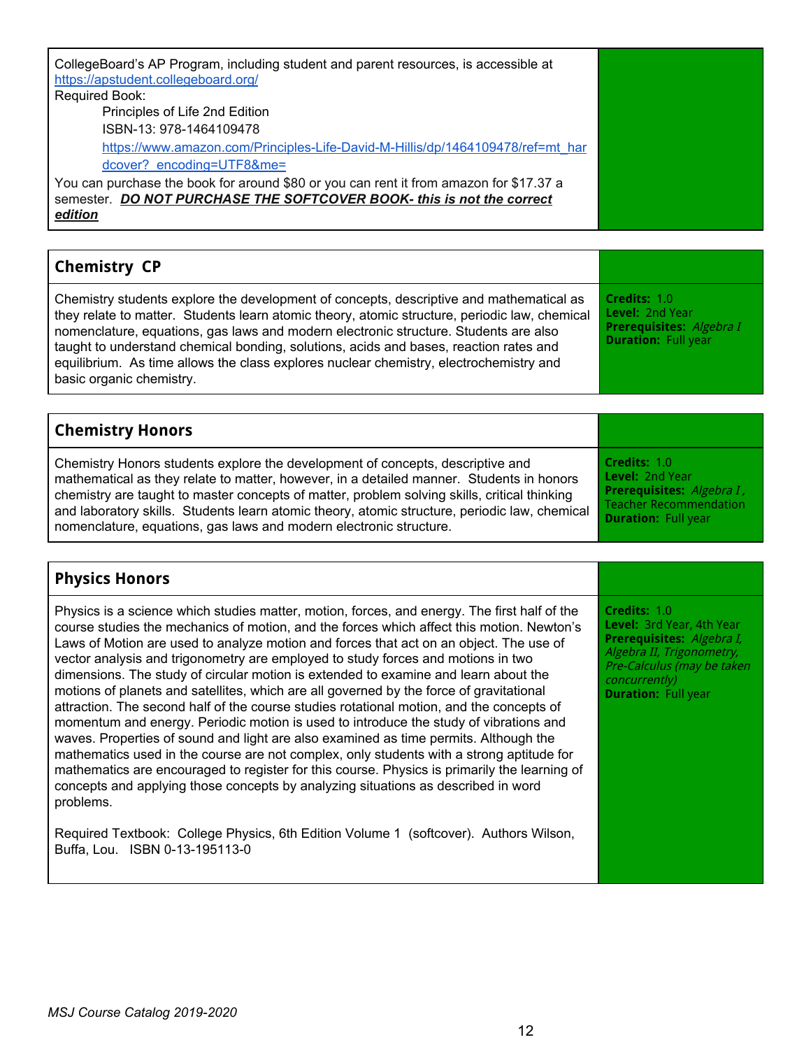CollegeBoard's AP Program, including student and parent resources, is accessible at https://apstudent.collegeboard.org/

Required Book:

Principles of Life 2nd Edition
ISBN-13: 978-1464109478
https://www.amazon.com/Principles-Life-David-M-Hillis/dp/1464109478/ref=mt_hardcover?_encoding=UTF8&me=

You can purchase the book for around $80 or you can rent it from amazon for $17.37 a semester. ***DO NOT PURCHASE THE SOFTCOVER BOOK- this is not the correct edition***

## Chemistry CP

Chemistry students explore the development of concepts, descriptive and mathematical as they relate to matter. Students learn atomic theory, atomic structure, periodic law, chemical nomenclature, equations, gas laws and modern electronic structure. Students are also taught to understand chemical bonding, solutions, acids and bases, reaction rates and equilibrium. As time allows the class explores nuclear chemistry, electrochemistry and basic organic chemistry.

**Credits:** 1.0
**Level:** 2nd Year
**Prerequisites:** *Algebra I*
**Duration:** Full year

## Chemistry Honors

Chemistry Honors students explore the development of concepts, descriptive and mathematical as they relate to matter, however, in a detailed manner. Students in honors chemistry are taught to master concepts of matter, problem solving skills, critical thinking and laboratory skills. Students learn atomic theory, atomic structure, periodic law, chemical nomenclature, equations, gas laws and modern electronic structure.

**Credits:** 1.0
**Level:** 2nd Year
**Prerequisites:** *Algebra I* , Teacher Recommendation
**Duration:** Full year

## Physics Honors

Physics is a science which studies matter, motion, forces, and energy. The first half of the course studies the mechanics of motion, and the forces which affect this motion. Newton's Laws of Motion are used to analyze motion and forces that act on an object. The use of vector analysis and trigonometry are employed to study forces and motions in two dimensions. The study of circular motion is extended to examine and learn about the motions of planets and satellites, which are all governed by the force of gravitational attraction. The second half of the course studies rotational motion, and the concepts of momentum and energy. Periodic motion is used to introduce the study of vibrations and waves. Properties of sound and light are also examined as time permits. Although the mathematics used in the course are not complex, only students with a strong aptitude for mathematics are encouraged to register for this course. Physics is primarily the learning of concepts and applying those concepts by analyzing situations as described in word problems.

Required Textbook: College Physics, 6th Edition Volume 1 (softcover). Authors Wilson, Buffa, Lou. ISBN 0-13-195113-0

**Credits:** 1.0
**Level:** 3rd Year, 4th Year
**Prerequisites:** *Algebra I, Algebra II, Trigonometry, Pre-Calculus (may be taken concurrently)*
**Duration:** Full year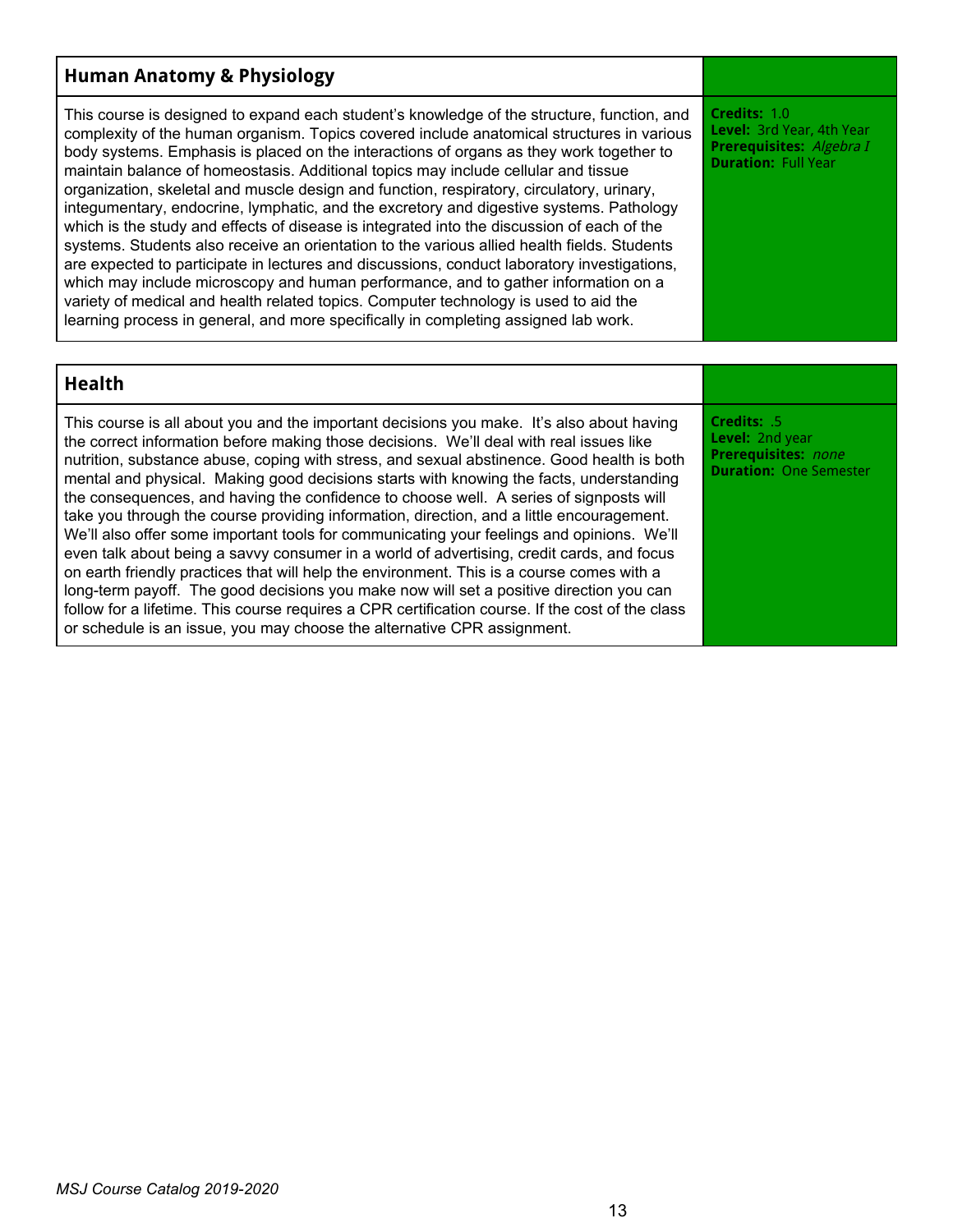## Human Anatomy & Physiology

This course is designed to expand each student's knowledge of the structure, function, and complexity of the human organism. Topics covered include anatomical structures in various body systems. Emphasis is placed on the interactions of organs as they work together to maintain balance of homeostasis. Additional topics may include cellular and tissue organization, skeletal and muscle design and function, respiratory, circulatory, urinary, integumentary, endocrine, lymphatic, and the excretory and digestive systems. Pathology which is the study and effects of disease is integrated into the discussion of each of the systems. Students also receive an orientation to the various allied health fields. Students are expected to participate in lectures and discussions, conduct laboratory investigations, which may include microscopy and human performance, and to gather information on a variety of medical and health related topics. Computer technology is used to aid the learning process in general, and more specifically in completing assigned lab work.

**Credits:** 1.0
**Level:** 3rd Year, 4th Year
**Prerequisites:** *Algebra I*
**Duration:** Full Year

## Health

This course is all about you and the important decisions you make. It's also about having the correct information before making those decisions. We'll deal with real issues like nutrition, substance abuse, coping with stress, and sexual abstinence. Good health is both mental and physical. Making good decisions starts with knowing the facts, understanding the consequences, and having the confidence to choose well. A series of signposts will take you through the course providing information, direction, and a little encouragement. We'll also offer some important tools for communicating your feelings and opinions. We'll even talk about being a savvy consumer in a world of advertising, credit cards, and focus on earth friendly practices that will help the environment. This is a course comes with a long-term payoff. The good decisions you make now will set a positive direction you can follow for a lifetime. This course requires a CPR certification course. If the cost of the class or schedule is an issue, you may choose the alternative CPR assignment.

**Credits:** .5
**Level:** 2nd year
**Prerequisites:** *none*
**Duration:** One Semester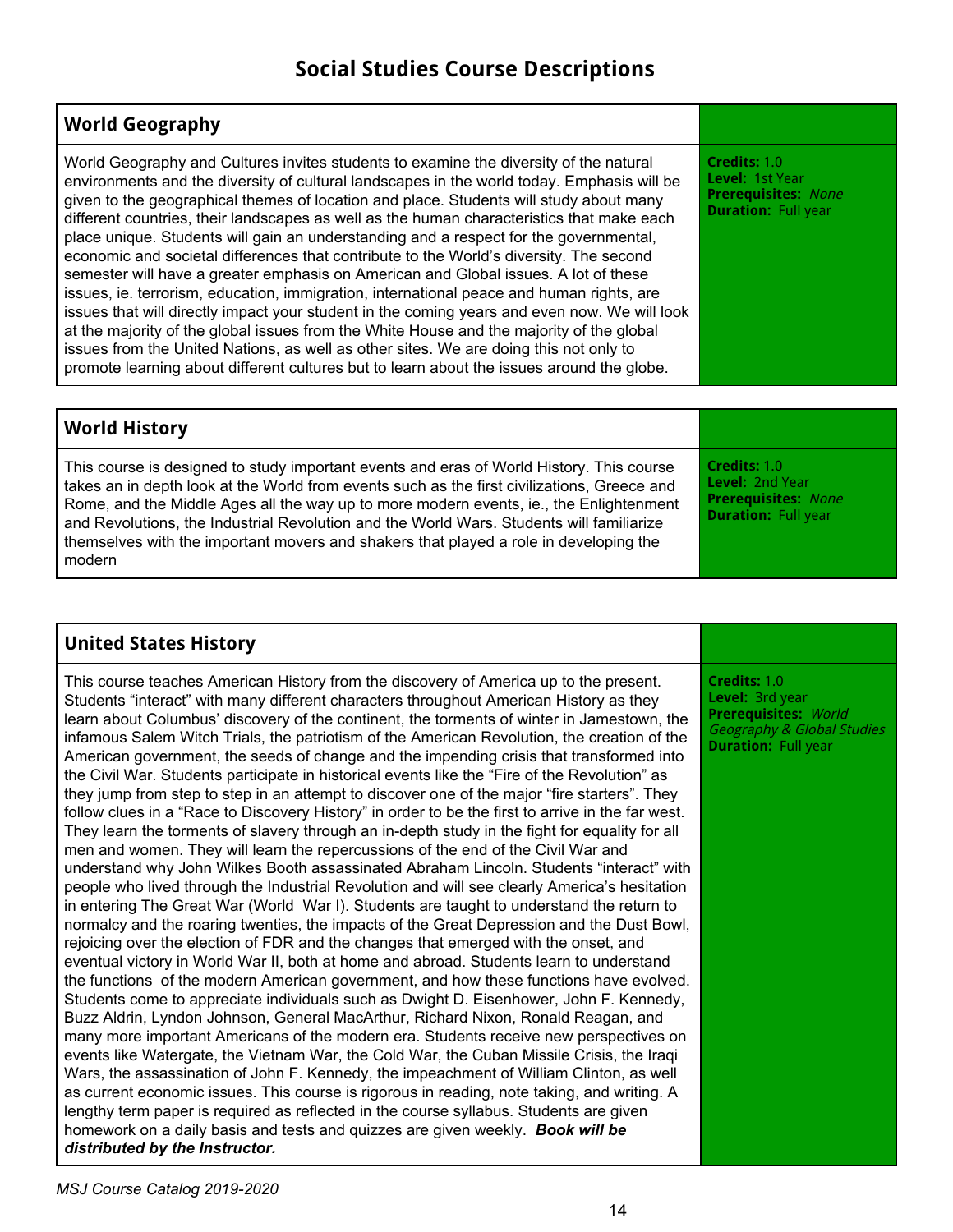# Social Studies Course Descriptions

## World Geography

World Geography and Cultures invites students to examine the diversity of the natural environments and the diversity of cultural landscapes in the world today. Emphasis will be given to the geographical themes of location and place. Students will study about many different countries, their landscapes as well as the human characteristics that make each place unique. Students will gain an understanding and a respect for the governmental, economic and societal differences that contribute to the World's diversity. The second semester will have a greater emphasis on American and Global issues. A lot of these issues, ie. terrorism, education, immigration, international peace and human rights, are issues that will directly impact your student in the coming years and even now. We will look at the majority of the global issues from the White House and the majority of the global issues from the United Nations, as well as other sites. We are doing this not only to promote learning about different cultures but to learn about the issues around the globe.

**Credits:** 1.0
**Level:** 1st Year
**Prerequisites:** *None*
**Duration:** Full year

## World History

This course is designed to study important events and eras of World History. This course takes an in depth look at the World from events such as the first civilizations, Greece and Rome, and the Middle Ages all the way up to more modern events, ie., the Enlightenment and Revolutions, the Industrial Revolution and the World Wars. Students will familiarize themselves with the important movers and shakers that played a role in developing the modern

**Credits:** 1.0
**Level:** 2nd Year
**Prerequisites:** *None*
**Duration:** Full year

## United States History

This course teaches American History from the discovery of America up to the present. Students "interact" with many different characters throughout American History as they learn about Columbus' discovery of the continent, the torments of winter in Jamestown, the infamous Salem Witch Trials, the patriotism of the American Revolution, the creation of the American government, the seeds of change and the impending crisis that transformed into the Civil War. Students participate in historical events like the "Fire of the Revolution" as they jump from step to step in an attempt to discover one of the major "fire starters". They follow clues in a "Race to Discovery History" in order to be the first to arrive in the far west. They learn the torments of slavery through an in-depth study in the fight for equality for all men and women. They will learn the repercussions of the end of the Civil War and understand why John Wilkes Booth assassinated Abraham Lincoln. Students "interact" with people who lived through the Industrial Revolution and will see clearly America's hesitation in entering The Great War (World War I). Students are taught to understand the return to normalcy and the roaring twenties, the impacts of the Great Depression and the Dust Bowl, rejoicing over the election of FDR and the changes that emerged with the onset, and eventual victory in World War II, both at home and abroad. Students learn to understand the functions of the modern American government, and how these functions have evolved. Students come to appreciate individuals such as Dwight D. Eisenhower, John F. Kennedy, Buzz Aldrin, Lyndon Johnson, General MacArthur, Richard Nixon, Ronald Reagan, and many more important Americans of the modern era. Students receive new perspectives on events like Watergate, the Vietnam War, the Cold War, the Cuban Missile Crisis, the Iraqi Wars, the assassination of John F. Kennedy, the impeachment of William Clinton, as well as current economic issues. This course is rigorous in reading, note taking, and writing. A lengthy term paper is required as reflected in the course syllabus. Students are given homework on a daily basis and tests and quizzes are given weekly. ***Book will be distributed by the Instructor.***

**Credits:** 1.0
**Level:** 3rd year
**Prerequisites:** *World Geography & Global Studies*
**Duration:** Full year

*MSJ Course Catalog 2019-2020*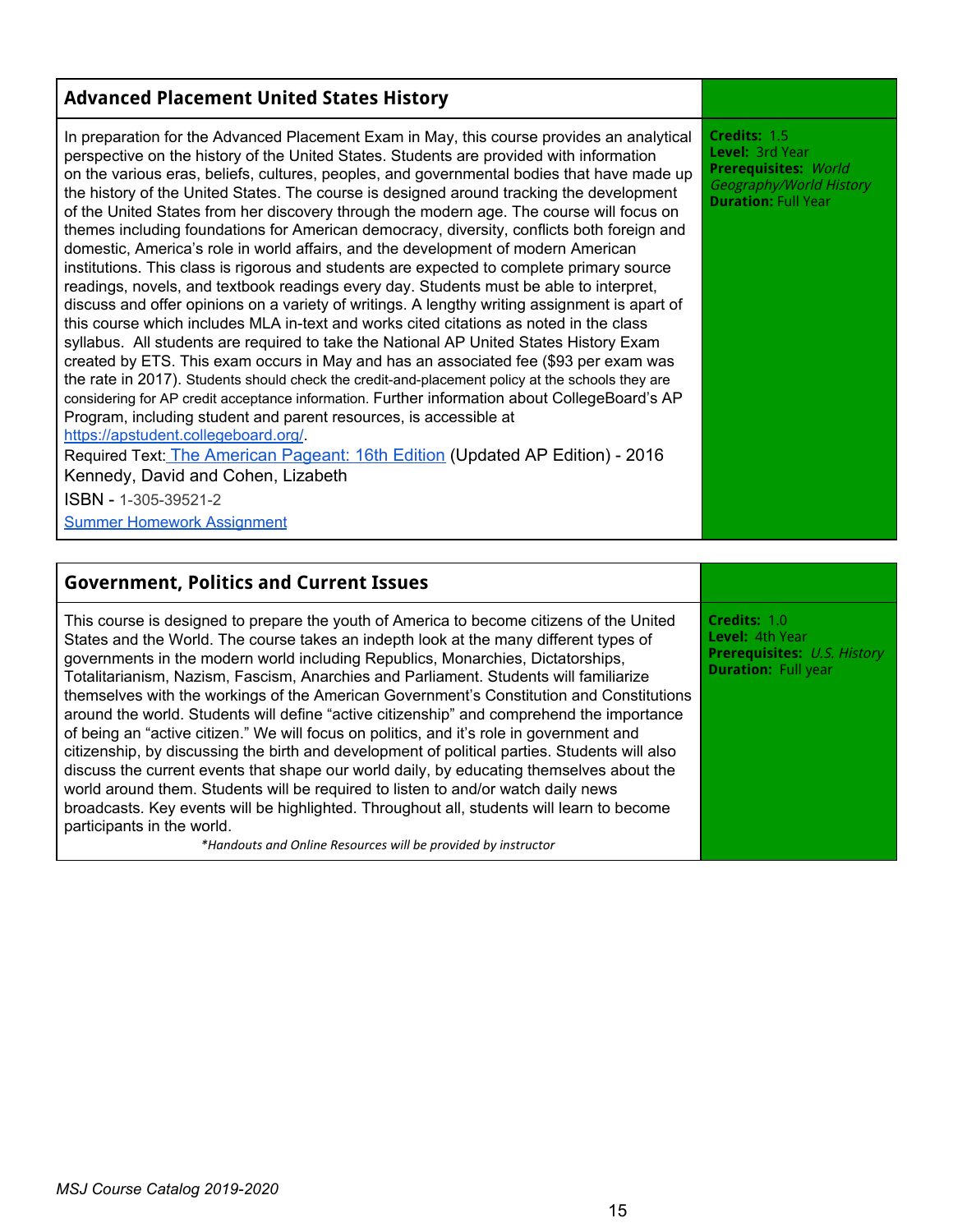## Advanced Placement United States History

In preparation for the Advanced Placement Exam in May, this course provides an analytical perspective on the history of the United States. Students are provided with information on the various eras, beliefs, cultures, peoples, and governmental bodies that have made up the history of the United States. The course is designed around tracking the development of the United States from her discovery through the modern age. The course will focus on themes including foundations for American democracy, diversity, conflicts both foreign and domestic, America's role in world affairs, and the development of modern American institutions. This class is rigorous and students are expected to complete primary source readings, novels, and textbook readings every day. Students must be able to interpret, discuss and offer opinions on a variety of writings. A lengthy writing assignment is apart of this course which includes MLA in-text and works cited citations as noted in the class syllabus. All students are required to take the National AP United States History Exam created by ETS. This exam occurs in May and has an associated fee ($93 per exam was the rate in 2017). Students should check the credit-and-placement policy at the schools they are considering for AP credit acceptance information. Further information about CollegeBoard's AP Program, including student and parent resources, is accessible at https://apstudent.collegeboard.org/.

Required Text: The American Pageant: 16th Edition (Updated AP Edition) - 2016 Kennedy, David and Cohen, Lizabeth

ISBN - 1-305-39521-2

Summer Homework Assignment

**Credits:** 1.5
**Level:** 3rd Year
**Prerequisites:** *World Geography/World History*
**Duration:** Full Year

## Government, Politics and Current Issues

This course is designed to prepare the youth of America to become citizens of the United States and the World. The course takes an indepth look at the many different types of governments in the modern world including Republics, Monarchies, Dictatorships, Totalitarianism, Nazism, Fascism, Anarchies and Parliament. Students will familiarize themselves with the workings of the American Government's Constitution and Constitutions around the world. Students will define "active citizenship" and comprehend the importance of being an "active citizen." We will focus on politics, and it's role in government and citizenship, by discussing the birth and development of political parties. Students will also discuss the current events that shape our world daily, by educating themselves about the world around them. Students will be required to listen to and/or watch daily news broadcasts. Key events will be highlighted. Throughout all, students will learn to become participants in the world.

*\*Handouts and Online Resources will be provided by instructor*

**Credits:** 1.0
**Level:** 4th Year
**Prerequisites:** *U.S. History*
**Duration:** Full year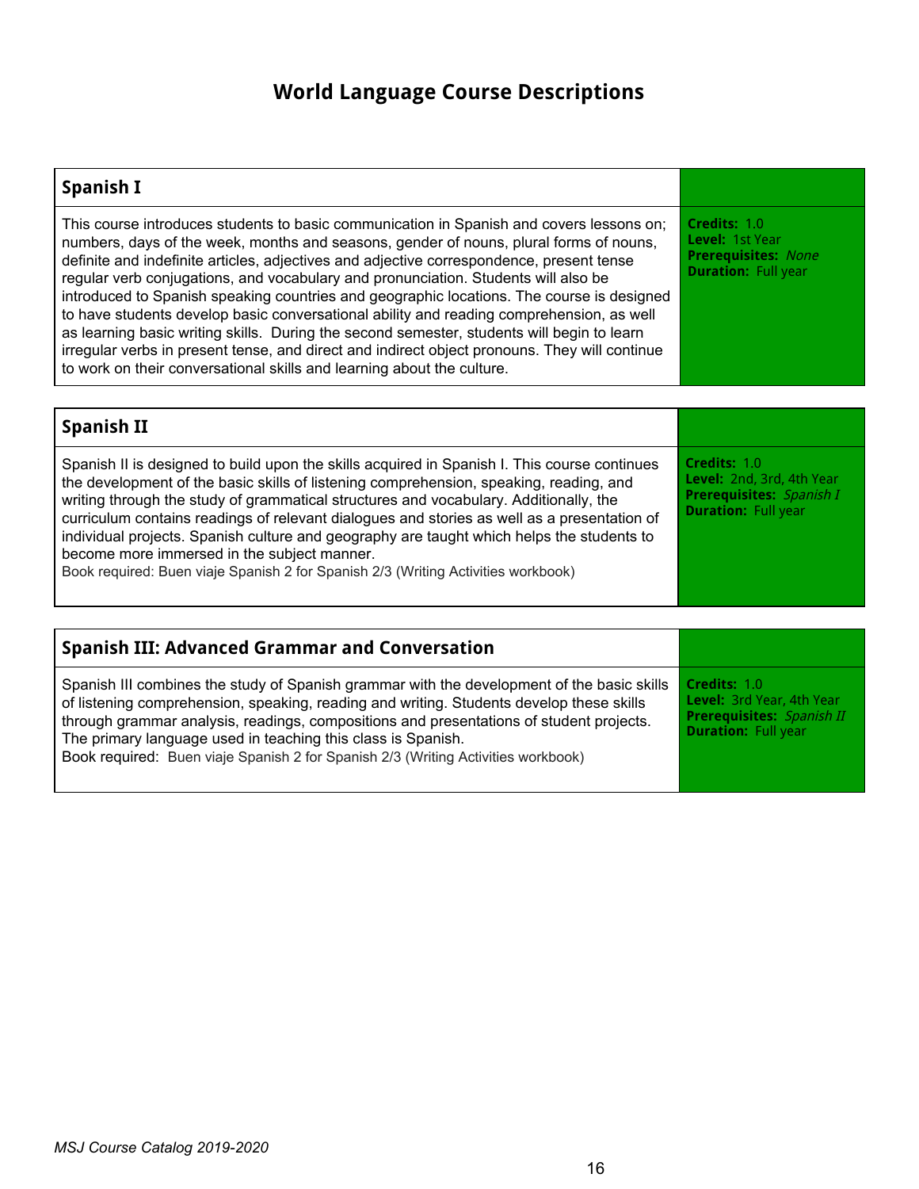# World Language Course Descriptions

## Spanish I

This course introduces students to basic communication in Spanish and covers lessons on; numbers, days of the week, months and seasons, gender of nouns, plural forms of nouns, definite and indefinite articles, adjectives and adjective correspondence, present tense regular verb conjugations, and vocabulary and pronunciation. Students will also be introduced to Spanish speaking countries and geographic locations. The course is designed to have students develop basic conversational ability and reading comprehension, as well as learning basic writing skills. During the second semester, students will begin to learn irregular verbs in present tense, and direct and indirect object pronouns. They will continue to work on their conversational skills and learning about the culture.

**Credits:** 1.0
**Level:** 1st Year
**Prerequisites:** *None*
**Duration:** Full year

## Spanish II

Spanish II is designed to build upon the skills acquired in Spanish I. This course continues the development of the basic skills of listening comprehension, speaking, reading, and writing through the study of grammatical structures and vocabulary. Additionally, the curriculum contains readings of relevant dialogues and stories as well as a presentation of individual projects. Spanish culture and geography are taught which helps the students to become more immersed in the subject manner.
Book required: Buen viaje Spanish 2 for Spanish 2/3 (Writing Activities workbook)

**Credits:** 1.0
**Level:** 2nd, 3rd, 4th Year
**Prerequisites:** *Spanish I*
**Duration:** Full year

## Spanish III: Advanced Grammar and Conversation

Spanish III combines the study of Spanish grammar with the development of the basic skills of listening comprehension, speaking, reading and writing. Students develop these skills through grammar analysis, readings, compositions and presentations of student projects. The primary language used in teaching this class is Spanish.
Book required: Buen viaje Spanish 2 for Spanish 2/3 (Writing Activities workbook)

**Credits:** 1.0
**Level:** 3rd Year, 4th Year
**Prerequisites:** *Spanish II*
**Duration:** Full year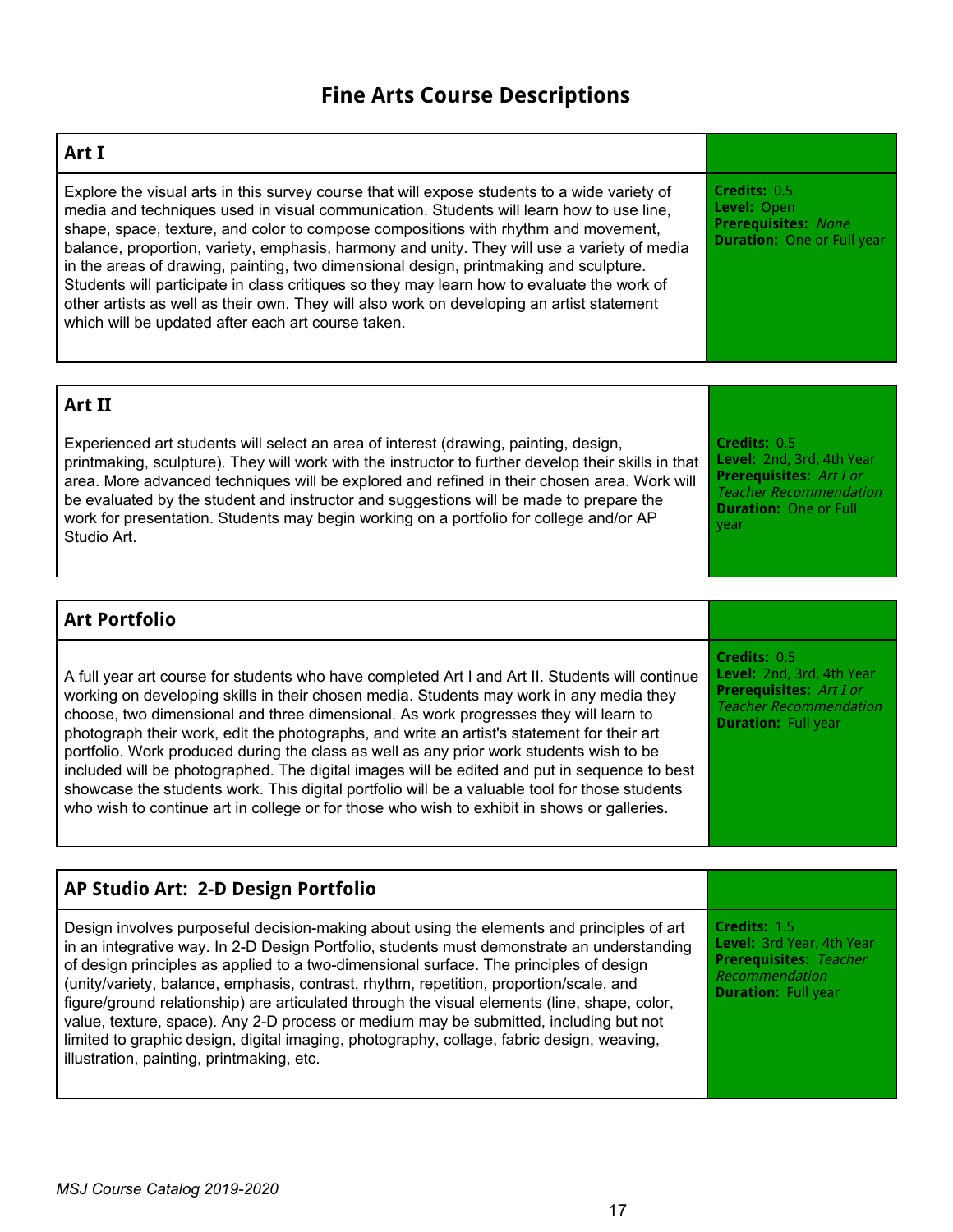# Fine Arts Course Descriptions

## Art I

Explore the visual arts in this survey course that will expose students to a wide variety of media and techniques used in visual communication. Students will learn how to use line, shape, space, texture, and color to compose compositions with rhythm and movement, balance, proportion, variety, emphasis, harmony and unity. They will use a variety of media in the areas of drawing, painting, two dimensional design, printmaking and sculpture. Students will participate in class critiques so they may learn how to evaluate the work of other artists as well as their own. They will also work on developing an artist statement which will be updated after each art course taken.

**Credits:** 0.5
**Level:** Open
**Prerequisites:** *None*
**Duration:** One or Full year

## Art II

Experienced art students will select an area of interest (drawing, painting, design, printmaking, sculpture). They will work with the instructor to further develop their skills in that area. More advanced techniques will be explored and refined in their chosen area. Work will be evaluated by the student and instructor and suggestions will be made to prepare the work for presentation. Students may begin working on a portfolio for college and/or AP Studio Art.

**Credits:** 0.5
**Level:** 2nd, 3rd, 4th Year
**Prerequisites:** *Art I or Teacher Recommendation*
**Duration:** One or Full year

## Art Portfolio

A full year art course for students who have completed Art I and Art II. Students will continue working on developing skills in their chosen media. Students may work in any media they choose, two dimensional and three dimensional. As work progresses they will learn to photograph their work, edit the photographs, and write an artist's statement for their art portfolio. Work produced during the class as well as any prior work students wish to be included will be photographed. The digital images will be edited and put in sequence to best showcase the students work. This digital portfolio will be a valuable tool for those students who wish to continue art in college or for those who wish to exhibit in shows or galleries.

**Credits:** 0.5
**Level:** 2nd, 3rd, 4th Year
**Prerequisites:** *Art I or Teacher Recommendation*
**Duration:** Full year

## AP Studio Art: 2-D Design Portfolio

Design involves purposeful decision-making about using the elements and principles of art in an integrative way. In 2-D Design Portfolio, students must demonstrate an understanding of design principles as applied to a two-dimensional surface. The principles of design (unity/variety, balance, emphasis, contrast, rhythm, repetition, proportion/scale, and figure/ground relationship) are articulated through the visual elements (line, shape, color, value, texture, space). Any 2-D process or medium may be submitted, including but not limited to graphic design, digital imaging, photography, collage, fabric design, weaving, illustration, painting, printmaking, etc.

**Credits:** 1.5
**Level:** 3rd Year, 4th Year
**Prerequisites:** *Teacher Recommendation*
**Duration:** Full year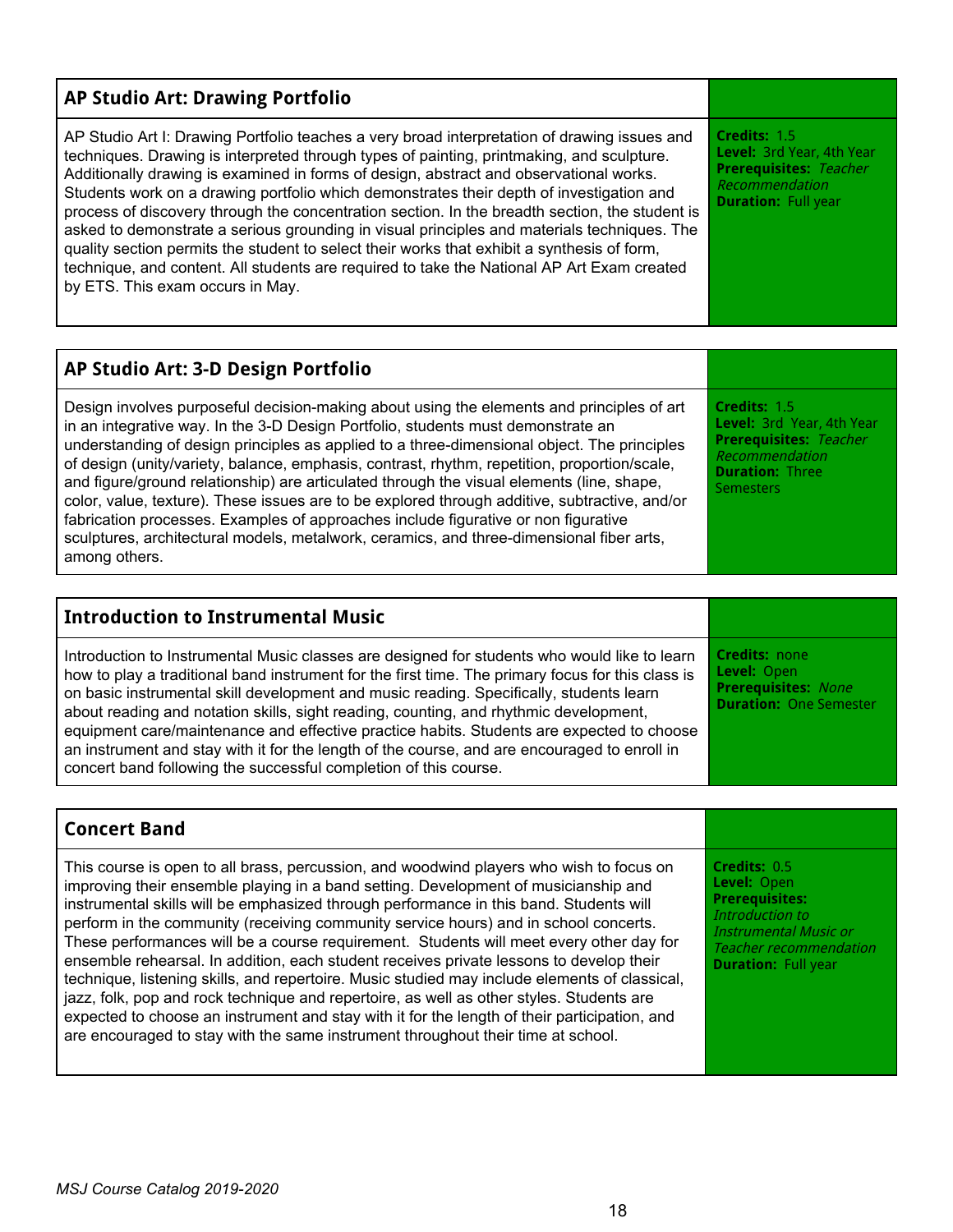## AP Studio Art: Drawing Portfolio

AP Studio Art I: Drawing Portfolio teaches a very broad interpretation of drawing issues and techniques. Drawing is interpreted through types of painting, printmaking, and sculpture. Additionally drawing is examined in forms of design, abstract and observational works. Students work on a drawing portfolio which demonstrates their depth of investigation and process of discovery through the concentration section. In the breadth section, the student is asked to demonstrate a serious grounding in visual principles and materials techniques. The quality section permits the student to select their works that exhibit a synthesis of form, technique, and content. All students are required to take the National AP Art Exam created by ETS. This exam occurs in May.

**Credits:** 1.5
**Level:** 3rd Year, 4th Year
**Prerequisites:** *Teacher Recommendation*
**Duration:** Full year

## AP Studio Art: 3-D Design Portfolio

Design involves purposeful decision-making about using the elements and principles of art in an integrative way. In the 3-D Design Portfolio, students must demonstrate an understanding of design principles as applied to a three-dimensional object. The principles of design (unity/variety, balance, emphasis, contrast, rhythm, repetition, proportion/scale, and figure/ground relationship) are articulated through the visual elements (line, shape, color, value, texture). These issues are to be explored through additive, subtractive, and/or fabrication processes. Examples of approaches include figurative or non figurative sculptures, architectural models, metalwork, ceramics, and three-dimensional fiber arts, among others.

**Credits:** 1.5
**Level:** 3rd Year, 4th Year
**Prerequisites:** *Teacher Recommendation*
**Duration:** Three Semesters

## Introduction to Instrumental Music

Introduction to Instrumental Music classes are designed for students who would like to learn how to play a traditional band instrument for the first time. The primary focus for this class is on basic instrumental skill development and music reading. Specifically, students learn about reading and notation skills, sight reading, counting, and rhythmic development, equipment care/maintenance and effective practice habits. Students are expected to choose an instrument and stay with it for the length of the course, and are encouraged to enroll in concert band following the successful completion of this course.

**Credits:** none
**Level:** Open
**Prerequisites:** *None*
**Duration:** One Semester

## Concert Band

This course is open to all brass, percussion, and woodwind players who wish to focus on improving their ensemble playing in a band setting. Development of musicianship and instrumental skills will be emphasized through performance in this band. Students will perform in the community (receiving community service hours) and in school concerts. These performances will be a course requirement. Students will meet every other day for ensemble rehearsal. In addition, each student receives private lessons to develop their technique, listening skills, and repertoire. Music studied may include elements of classical, jazz, folk, pop and rock technique and repertoire, as well as other styles. Students are expected to choose an instrument and stay with it for the length of their participation, and are encouraged to stay with the same instrument throughout their time at school.

**Credits:** 0.5
**Level:** Open
**Prerequisites:** *Introduction to Instrumental Music or Teacher recommendation*
**Duration:** Full year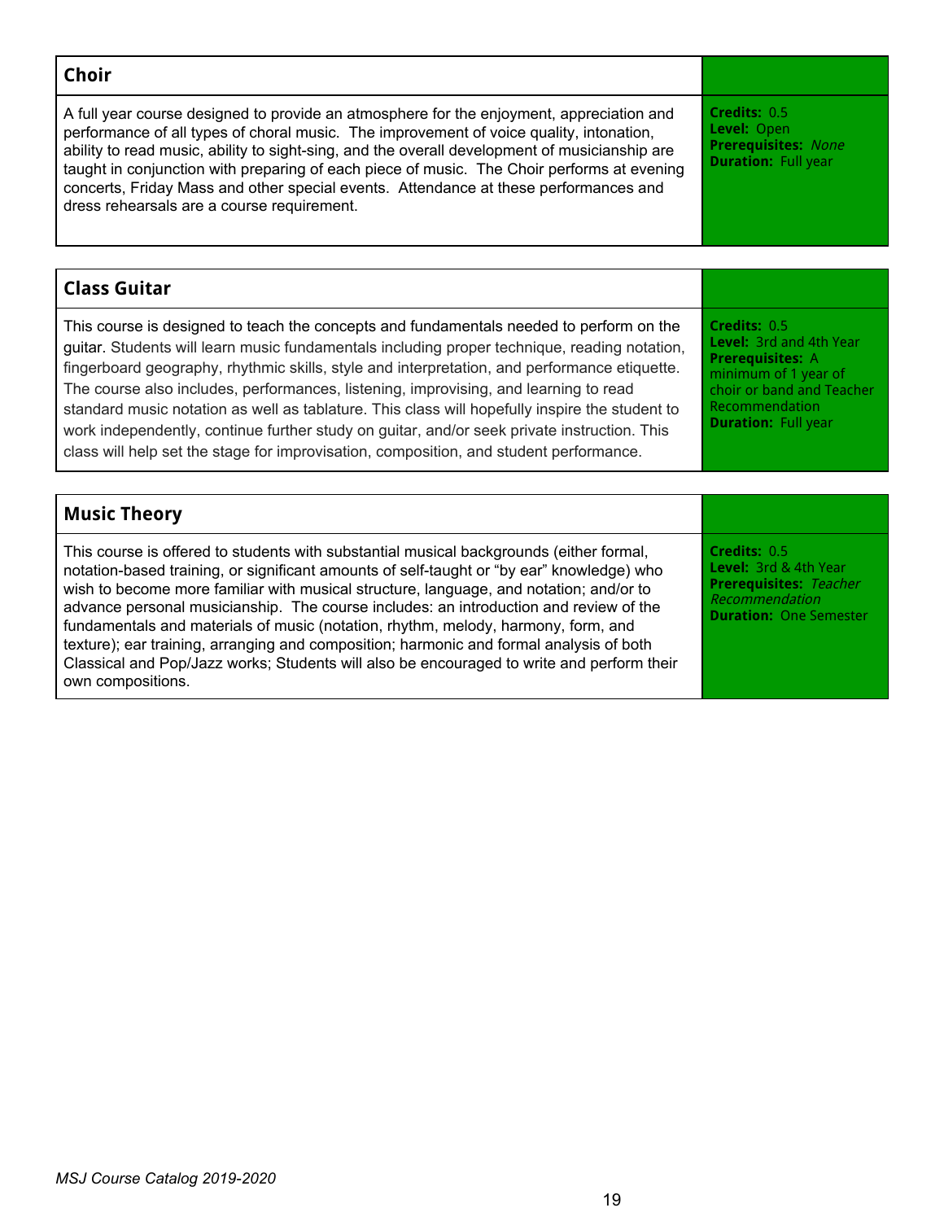## Choir

A full year course designed to provide an atmosphere for the enjoyment, appreciation and performance of all types of choral music. The improvement of voice quality, intonation, ability to read music, ability to sight-sing, and the overall development of musicianship are taught in conjunction with preparing of each piece of music. The Choir performs at evening concerts, Friday Mass and other special events. Attendance at these performances and dress rehearsals are a course requirement.

**Credits:** 0.5
**Level:** Open
**Prerequisites:** *None*
**Duration:** Full year

## Class Guitar

This course is designed to teach the concepts and fundamentals needed to perform on the guitar. Students will learn music fundamentals including proper technique, reading notation, fingerboard geography, rhythmic skills, style and interpretation, and performance etiquette. The course also includes, performances, listening, improvising, and learning to read standard music notation as well as tablature. This class will hopefully inspire the student to work independently, continue further study on guitar, and/or seek private instruction. This class will help set the stage for improvisation, composition, and student performance.

**Credits:** 0.5
**Level:** 3rd and 4th Year
**Prerequisites:** A minimum of 1 year of choir or band and Teacher Recommendation
**Duration:** Full year

## Music Theory

This course is offered to students with substantial musical backgrounds (either formal, notation-based training, or significant amounts of self-taught or "by ear" knowledge) who wish to become more familiar with musical structure, language, and notation; and/or to advance personal musicianship. The course includes: an introduction and review of the fundamentals and materials of music (notation, rhythm, melody, harmony, form, and texture); ear training, arranging and composition; harmonic and formal analysis of both Classical and Pop/Jazz works; Students will also be encouraged to write and perform their own compositions.

**Credits:** 0.5
**Level:** 3rd & 4th Year
**Prerequisites:** *Teacher Recommendation*
**Duration:** One Semester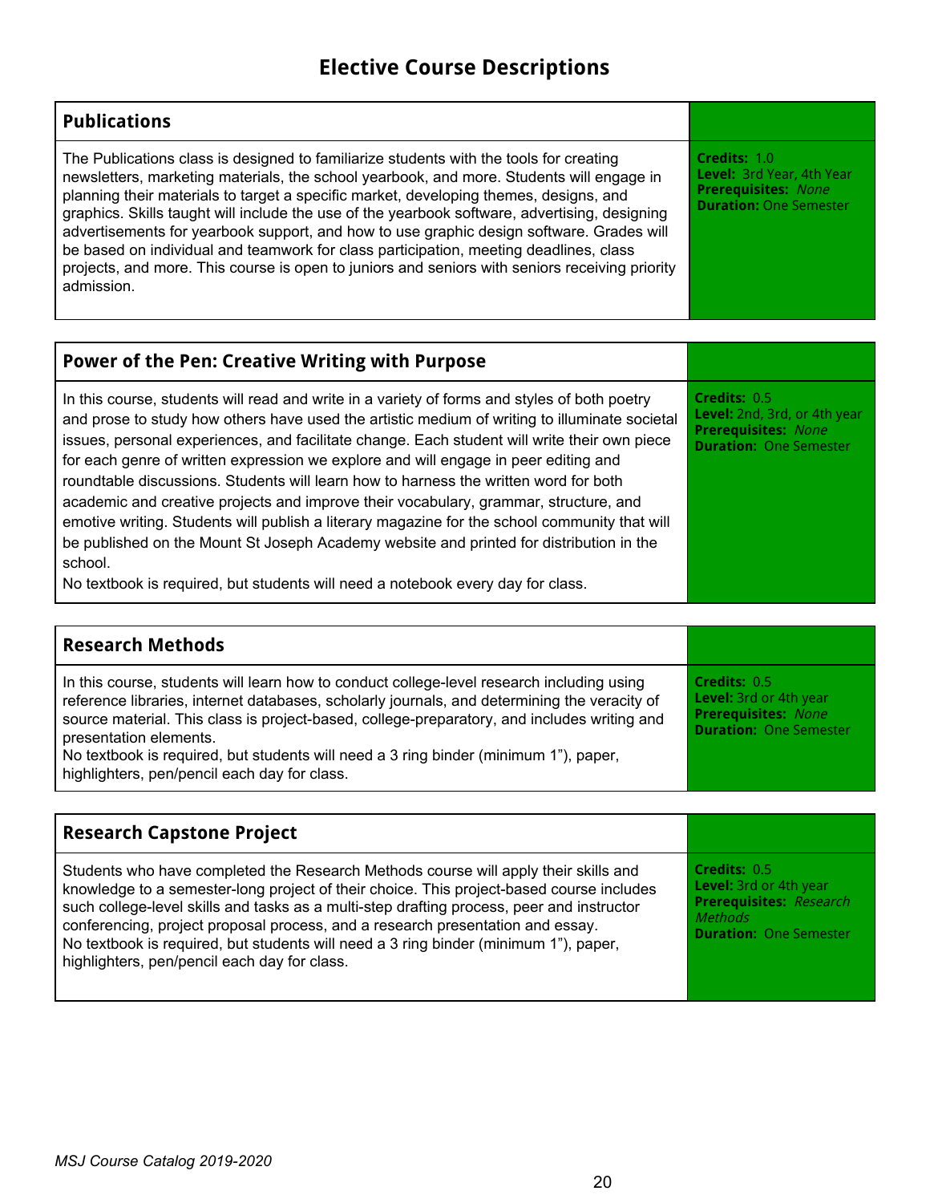# Elective Course Descriptions

## Publications

The Publications class is designed to familiarize students with the tools for creating newsletters, marketing materials, the school yearbook, and more. Students will engage in planning their materials to target a specific market, developing themes, designs, and graphics. Skills taught will include the use of the yearbook software, advertising, designing advertisements for yearbook support, and how to use graphic design software. Grades will be based on individual and teamwork for class participation, meeting deadlines, class projects, and more. This course is open to juniors and seniors with seniors receiving priority admission.

**Credits:** 1.0
**Level:** 3rd Year, 4th Year
**Prerequisites:** *None*
**Duration:** One Semester

## Power of the Pen: Creative Writing with Purpose

In this course, students will read and write in a variety of forms and styles of both poetry and prose to study how others have used the artistic medium of writing to illuminate societal issues, personal experiences, and facilitate change. Each student will write their own piece for each genre of written expression we explore and will engage in peer editing and roundtable discussions. Students will learn how to harness the written word for both academic and creative projects and improve their vocabulary, grammar, structure, and emotive writing. Students will publish a literary magazine for the school community that will be published on the Mount St Joseph Academy website and printed for distribution in the school.

No textbook is required, but students will need a notebook every day for class.

**Credits:** 0.5
**Level:** 2nd, 3rd, or 4th year
**Prerequisites:** *None*
**Duration:** One Semester

## Research Methods

In this course, students will learn how to conduct college-level research including using reference libraries, internet databases, scholarly journals, and determining the veracity of source material. This class is project-based, college-preparatory, and includes writing and presentation elements.

No textbook is required, but students will need a 3 ring binder (minimum 1"), paper, highlighters, pen/pencil each day for class.

**Credits:** 0.5
**Level:** 3rd or 4th year
**Prerequisites:** *None*
**Duration:** One Semester

## Research Capstone Project

Students who have completed the Research Methods course will apply their skills and knowledge to a semester-long project of their choice. This project-based course includes such college-level skills and tasks as a multi-step drafting process, peer and instructor conferencing, project proposal process, and a research presentation and essay.

No textbook is required, but students will need a 3 ring binder (minimum 1"), paper, highlighters, pen/pencil each day for class.

**Credits:** 0.5
**Level:** 3rd or 4th year
**Prerequisites:** *Research Methods*
**Duration:** One Semester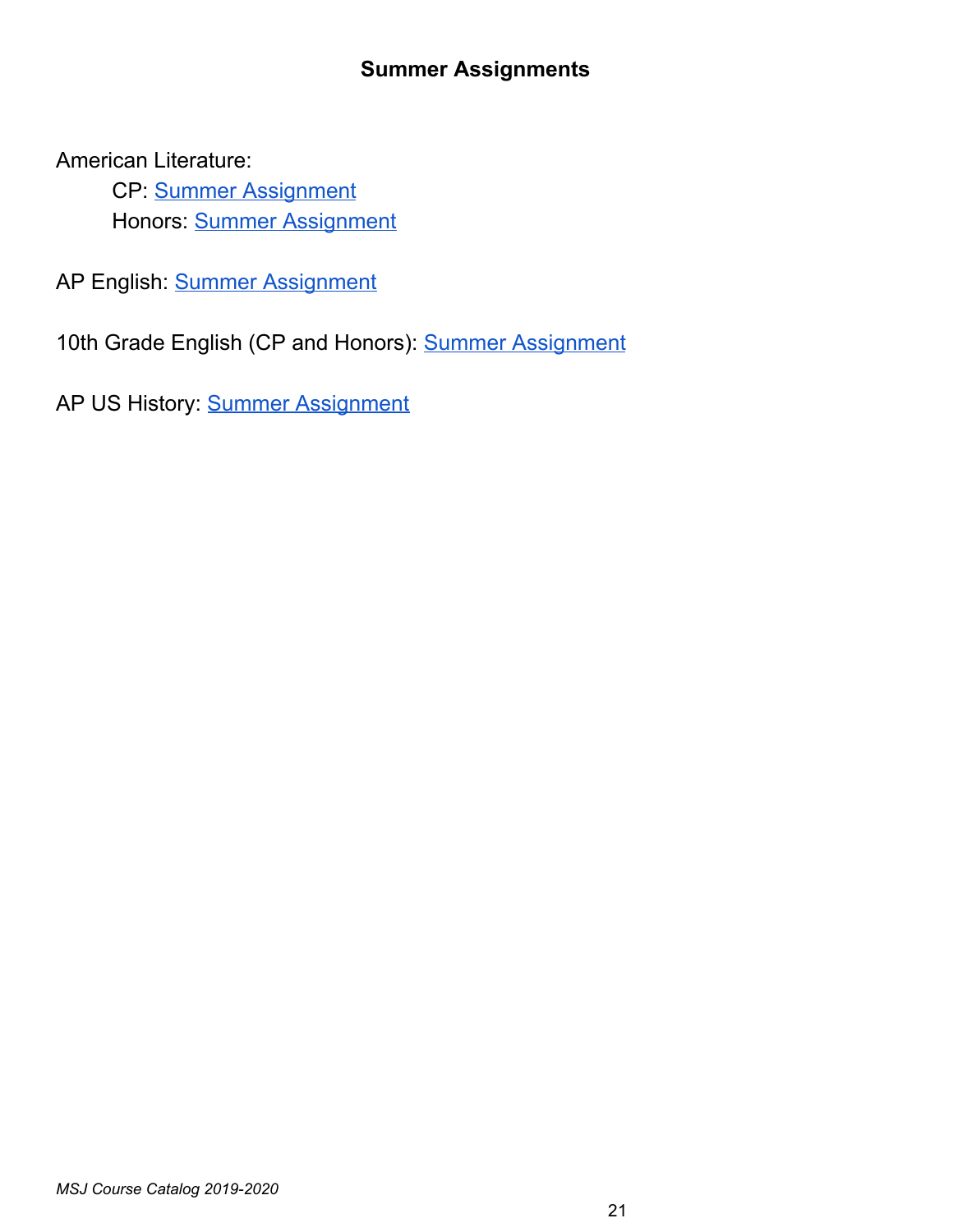## Summary Assignments

American Literature:

- CP: Summer Assignment
- Honors: Summer Assignment

AP English: Summer Assignment

10th Grade English (CP and Honors): Summer Assignment

AP US History: Summer Assignment